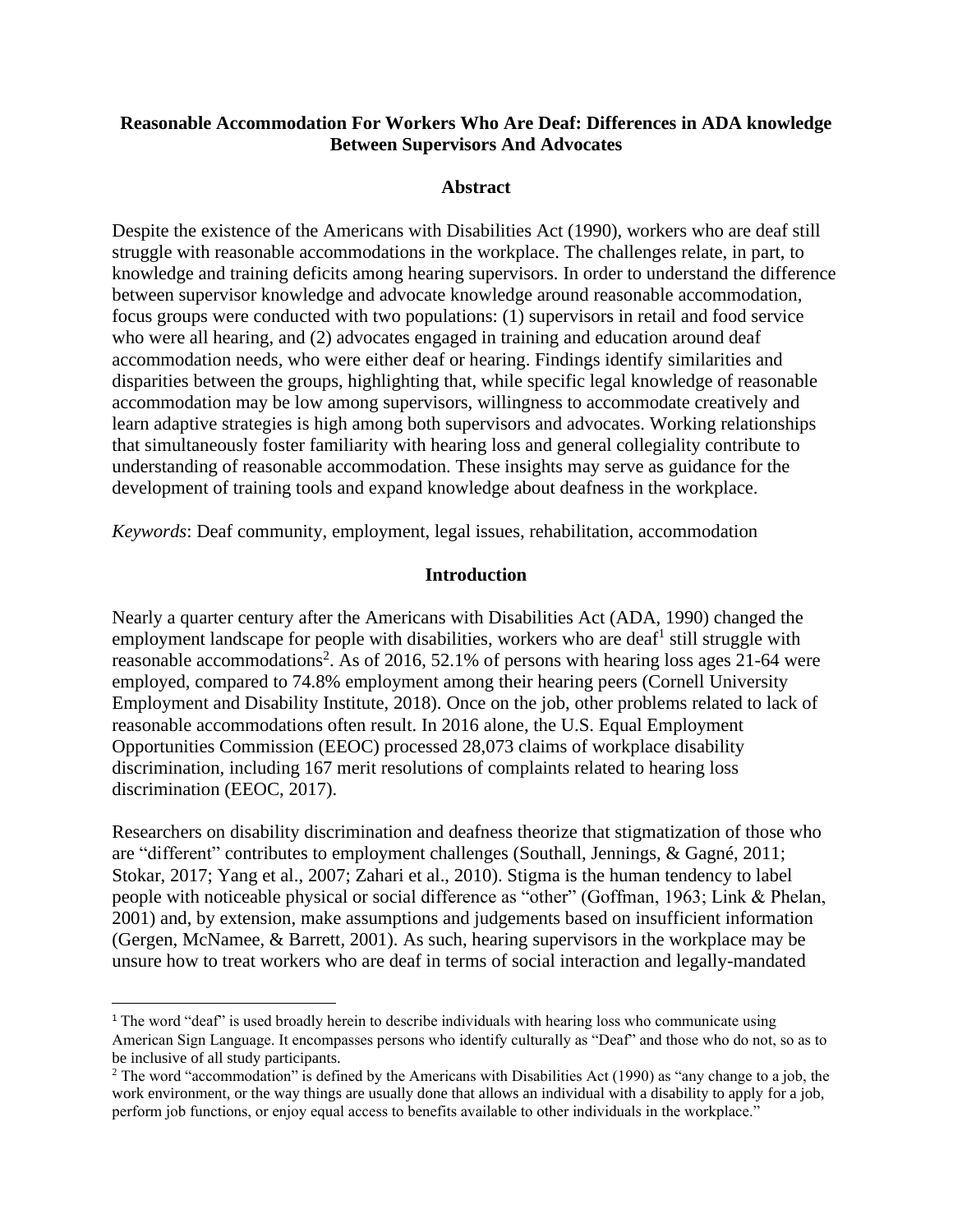# Reasonable Accommodation For Workers Who Are Deaf: Differences in ADA knowledge Between Supervisors And Advocates

## Abstract

Despite the existence of the Americans with Disabilities Act (1990), workers who are deaf still struggle with reasonable accommodations in the workplace. The challenges relate, in part, to knowledge and training deficits among hearing supervisors. In order to understand the difference between supervisor knowledge and advocate knowledge around reasonable accommodation, focus groups were conducted with two populations: (1) supervisors in retail and food service who were all hearing, and (2) advocates engaged in training and education around deaf accommodation needs, who were either deaf or hearing. Findings identify similarities and disparities between the groups, highlighting that, while specific legal knowledge of reasonable accommodation may be low among supervisors, willingness to accommodate creatively and learn adaptive strategies is high among both supervisors and advocates. Working relationships that simultaneously foster familiarity with hearing loss and general collegiality contribute to understanding of reasonable accommodation. These insights may serve as guidance for the development of training tools and expand knowledge about deafness in the workplace.

*Keywords*: Deaf community, employment, legal issues, rehabilitation, accommodation

## Introduction

Nearly a quarter century after the Americans with Disabilities Act (ADA, 1990) changed the employment landscape for people with disabilities, workers who are deaf[1] still struggle with reasonable accommodations[2]. As of 2016, 52.1% of persons with hearing loss ages 21-64 were employed, compared to 74.8% employment among their hearing peers (Cornell University Employment and Disability Institute, 2018). Once on the job, other problems related to lack of reasonable accommodations often result. In 2016 alone, the U.S. Equal Employment Opportunities Commission (EEOC) processed 28,073 claims of workplace disability discrimination, including 167 merit resolutions of complaints related to hearing loss discrimination (EEOC, 2017).

Researchers on disability discrimination and deafness theorize that stigmatization of those who are "different" contributes to employment challenges (Southall, Jennings, & Gagné, 2011; Stokar, 2017; Yang et al., 2007; Zahari et al., 2010). Stigma is the human tendency to label people with noticeable physical or social difference as "other" (Goffman, 1963; Link & Phelan, 2001) and, by extension, make assumptions and judgements based on insufficient information (Gergen, McNamee, & Barrett, 2001). As such, hearing supervisors in the workplace may be unsure how to treat workers who are deaf in terms of social interaction and legally-mandated

---

[1] The word "deaf" is used broadly herein to describe individuals with hearing loss who communicate using American Sign Language. It encompasses persons who identify culturally as "Deaf" and those who do not, so as to be inclusive of all study participants.

[2] The word "accommodation" is defined by the Americans with Disabilities Act (1990) as "any change to a job, the work environment, or the way things are usually done that allows an individual with a disability to apply for a job, perform job functions, or enjoy equal access to benefits available to other individuals in the workplace."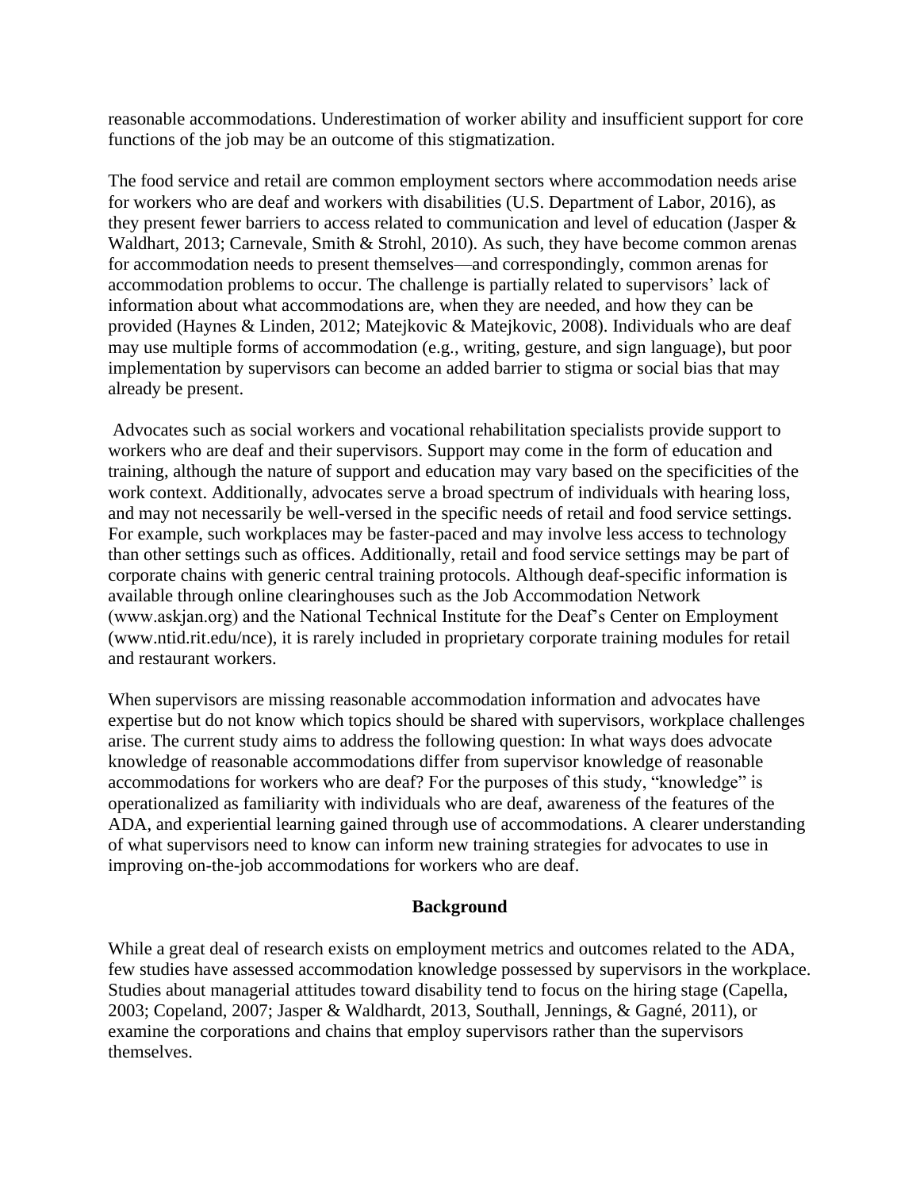reasonable accommodations. Underestimation of worker ability and insufficient support for core functions of the job may be an outcome of this stigmatization.

The food service and retail are common employment sectors where accommodation needs arise for workers who are deaf and workers with disabilities (U.S. Department of Labor, 2016), as they present fewer barriers to access related to communication and level of education (Jasper & Waldhart, 2013; Carnevale, Smith & Strohl, 2010). As such, they have become common arenas for accommodation needs to present themselves—and correspondingly, common arenas for accommodation problems to occur. The challenge is partially related to supervisors' lack of information about what accommodations are, when they are needed, and how they can be provided (Haynes & Linden, 2012; Matejkovic & Matejkovic, 2008). Individuals who are deaf may use multiple forms of accommodation (e.g., writing, gesture, and sign language), but poor implementation by supervisors can become an added barrier to stigma or social bias that may already be present.

Advocates such as social workers and vocational rehabilitation specialists provide support to workers who are deaf and their supervisors. Support may come in the form of education and training, although the nature of support and education may vary based on the specificities of the work context. Additionally, advocates serve a broad spectrum of individuals with hearing loss, and may not necessarily be well-versed in the specific needs of retail and food service settings. For example, such workplaces may be faster-paced and may involve less access to technology than other settings such as offices. Additionally, retail and food service settings may be part of corporate chains with generic central training protocols. Although deaf-specific information is available through online clearinghouses such as the Job Accommodation Network (www.askjan.org) and the National Technical Institute for the Deaf's Center on Employment (www.ntid.rit.edu/nce), it is rarely included in proprietary corporate training modules for retail and restaurant workers.

When supervisors are missing reasonable accommodation information and advocates have expertise but do not know which topics should be shared with supervisors, workplace challenges arise. The current study aims to address the following question: In what ways does advocate knowledge of reasonable accommodations differ from supervisor knowledge of reasonable accommodations for workers who are deaf? For the purposes of this study, "knowledge" is operationalized as familiarity with individuals who are deaf, awareness of the features of the ADA, and experiential learning gained through use of accommodations. A clearer understanding of what supervisors need to know can inform new training strategies for advocates to use in improving on-the-job accommodations for workers who are deaf.

## Background

While a great deal of research exists on employment metrics and outcomes related to the ADA, few studies have assessed accommodation knowledge possessed by supervisors in the workplace. Studies about managerial attitudes toward disability tend to focus on the hiring stage (Capella, 2003; Copeland, 2007; Jasper & Waldhardt, 2013, Southall, Jennings, & Gagné, 2011), or examine the corporations and chains that employ supervisors rather than the supervisors themselves.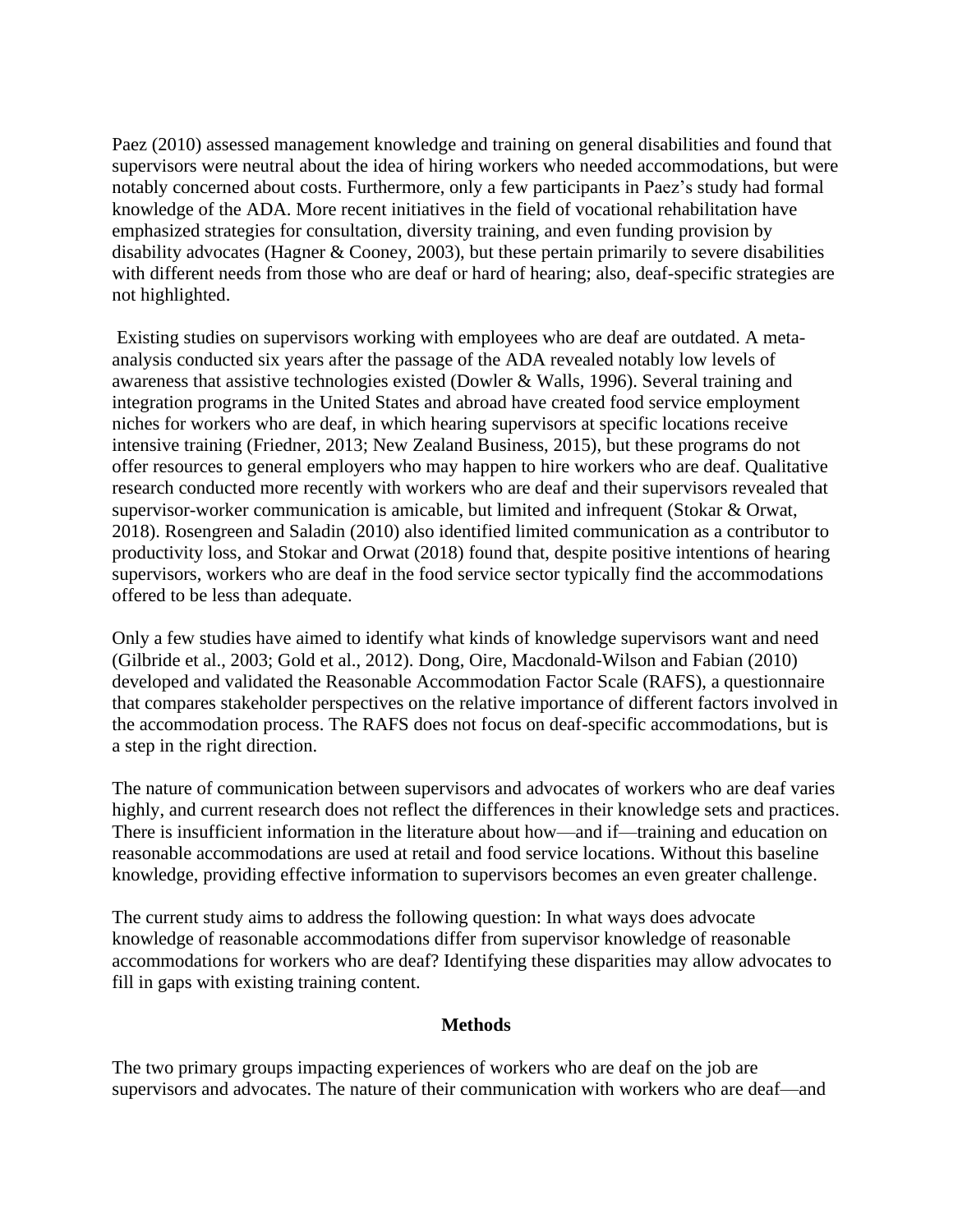Paez (2010) assessed management knowledge and training on general disabilities and found that supervisors were neutral about the idea of hiring workers who needed accommodations, but were notably concerned about costs. Furthermore, only a few participants in Paez's study had formal knowledge of the ADA. More recent initiatives in the field of vocational rehabilitation have emphasized strategies for consultation, diversity training, and even funding provision by disability advocates (Hagner & Cooney, 2003), but these pertain primarily to severe disabilities with different needs from those who are deaf or hard of hearing; also, deaf-specific strategies are not highlighted.

Existing studies on supervisors working with employees who are deaf are outdated. A meta-analysis conducted six years after the passage of the ADA revealed notably low levels of awareness that assistive technologies existed (Dowler & Walls, 1996). Several training and integration programs in the United States and abroad have created food service employment niches for workers who are deaf, in which hearing supervisors at specific locations receive intensive training (Friedner, 2013; New Zealand Business, 2015), but these programs do not offer resources to general employers who may happen to hire workers who are deaf. Qualitative research conducted more recently with workers who are deaf and their supervisors revealed that supervisor-worker communication is amicable, but limited and infrequent (Stokar & Orwat, 2018). Rosengreen and Saladin (2010) also identified limited communication as a contributor to productivity loss, and Stokar and Orwat (2018) found that, despite positive intentions of hearing supervisors, workers who are deaf in the food service sector typically find the accommodations offered to be less than adequate.

Only a few studies have aimed to identify what kinds of knowledge supervisors want and need (Gilbride et al., 2003; Gold et al., 2012). Dong, Oire, Macdonald-Wilson and Fabian (2010) developed and validated the Reasonable Accommodation Factor Scale (RAFS), a questionnaire that compares stakeholder perspectives on the relative importance of different factors involved in the accommodation process. The RAFS does not focus on deaf-specific accommodations, but is a step in the right direction.

The nature of communication between supervisors and advocates of workers who are deaf varies highly, and current research does not reflect the differences in their knowledge sets and practices. There is insufficient information in the literature about how—and if—training and education on reasonable accommodations are used at retail and food service locations. Without this baseline knowledge, providing effective information to supervisors becomes an even greater challenge.

The current study aims to address the following question: In what ways does advocate knowledge of reasonable accommodations differ from supervisor knowledge of reasonable accommodations for workers who are deaf? Identifying these disparities may allow advocates to fill in gaps with existing training content.

## Methods

The two primary groups impacting experiences of workers who are deaf on the job are supervisors and advocates. The nature of their communication with workers who are deaf—and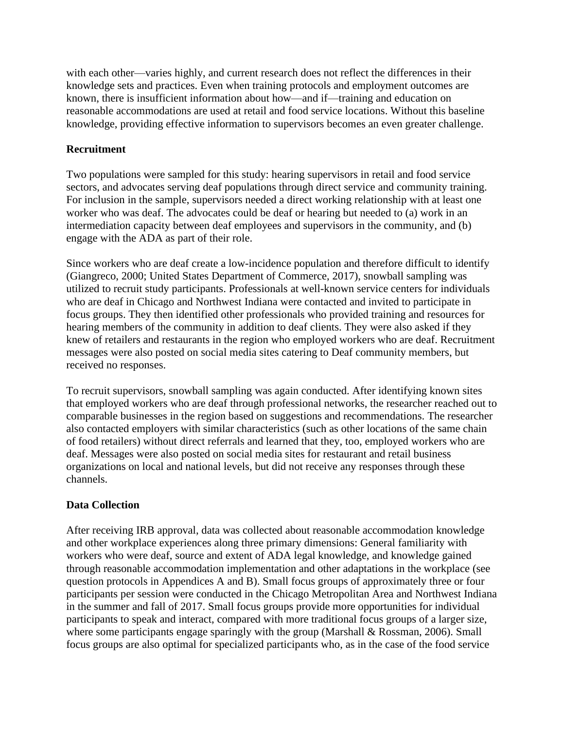with each other—varies highly, and current research does not reflect the differences in their knowledge sets and practices. Even when training protocols and employment outcomes are known, there is insufficient information about how—and if—training and education on reasonable accommodations are used at retail and food service locations. Without this baseline knowledge, providing effective information to supervisors becomes an even greater challenge.

**Recruitment**

Two populations were sampled for this study: hearing supervisors in retail and food service sectors, and advocates serving deaf populations through direct service and community training. For inclusion in the sample, supervisors needed a direct working relationship with at least one worker who was deaf. The advocates could be deaf or hearing but needed to (a) work in an intermediation capacity between deaf employees and supervisors in the community, and (b) engage with the ADA as part of their role.

Since workers who are deaf create a low-incidence population and therefore difficult to identify (Giangreco, 2000; United States Department of Commerce, 2017), snowball sampling was utilized to recruit study participants. Professionals at well-known service centers for individuals who are deaf in Chicago and Northwest Indiana were contacted and invited to participate in focus groups. They then identified other professionals who provided training and resources for hearing members of the community in addition to deaf clients. They were also asked if they knew of retailers and restaurants in the region who employed workers who are deaf. Recruitment messages were also posted on social media sites catering to Deaf community members, but received no responses.

To recruit supervisors, snowball sampling was again conducted. After identifying known sites that employed workers who are deaf through professional networks, the researcher reached out to comparable businesses in the region based on suggestions and recommendations. The researcher also contacted employers with similar characteristics (such as other locations of the same chain of food retailers) without direct referrals and learned that they, too, employed workers who are deaf. Messages were also posted on social media sites for restaurant and retail business organizations on local and national levels, but did not receive any responses through these channels.

**Data Collection**

After receiving IRB approval, data was collected about reasonable accommodation knowledge and other workplace experiences along three primary dimensions: General familiarity with workers who were deaf, source and extent of ADA legal knowledge, and knowledge gained through reasonable accommodation implementation and other adaptations in the workplace (see question protocols in Appendices A and B). Small focus groups of approximately three or four participants per session were conducted in the Chicago Metropolitan Area and Northwest Indiana in the summer and fall of 2017. Small focus groups provide more opportunities for individual participants to speak and interact, compared with more traditional focus groups of a larger size, where some participants engage sparingly with the group (Marshall & Rossman, 2006). Small focus groups are also optimal for specialized participants who, as in the case of the food service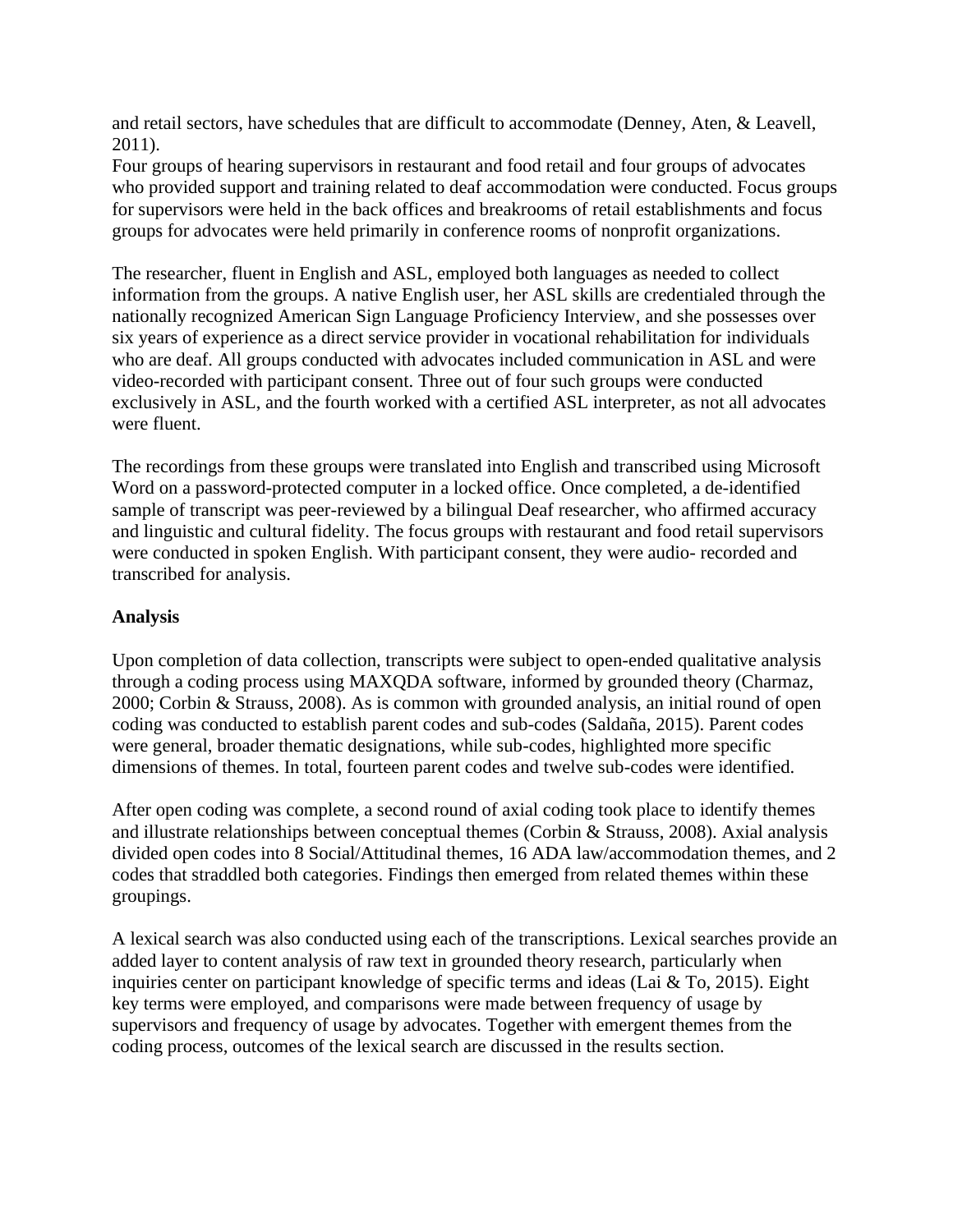and retail sectors, have schedules that are difficult to accommodate (Denney, Aten, & Leavell, 2011).

Four groups of hearing supervisors in restaurant and food retail and four groups of advocates who provided support and training related to deaf accommodation were conducted. Focus groups for supervisors were held in the back offices and breakrooms of retail establishments and focus groups for advocates were held primarily in conference rooms of nonprofit organizations.

The researcher, fluent in English and ASL, employed both languages as needed to collect information from the groups. A native English user, her ASL skills are credentialed through the nationally recognized American Sign Language Proficiency Interview, and she possesses over six years of experience as a direct service provider in vocational rehabilitation for individuals who are deaf. All groups conducted with advocates included communication in ASL and were video-recorded with participant consent. Three out of four such groups were conducted exclusively in ASL, and the fourth worked with a certified ASL interpreter, as not all advocates were fluent.

The recordings from these groups were translated into English and transcribed using Microsoft Word on a password-protected computer in a locked office. Once completed, a de-identified sample of transcript was peer-reviewed by a bilingual Deaf researcher, who affirmed accuracy and linguistic and cultural fidelity. The focus groups with restaurant and food retail supervisors were conducted in spoken English. With participant consent, they were audio- recorded and transcribed for analysis.

**Analysis**

Upon completion of data collection, transcripts were subject to open-ended qualitative analysis through a coding process using MAXQDA software, informed by grounded theory (Charmaz, 2000; Corbin & Strauss, 2008). As is common with grounded analysis, an initial round of open coding was conducted to establish parent codes and sub-codes (Saldaña, 2015). Parent codes were general, broader thematic designations, while sub-codes, highlighted more specific dimensions of themes. In total, fourteen parent codes and twelve sub-codes were identified.

After open coding was complete, a second round of axial coding took place to identify themes and illustrate relationships between conceptual themes (Corbin & Strauss, 2008). Axial analysis divided open codes into 8 Social/Attitudinal themes, 16 ADA law/accommodation themes, and 2 codes that straddled both categories. Findings then emerged from related themes within these groupings.

A lexical search was also conducted using each of the transcriptions. Lexical searches provide an added layer to content analysis of raw text in grounded theory research, particularly when inquiries center on participant knowledge of specific terms and ideas (Lai & To, 2015). Eight key terms were employed, and comparisons were made between frequency of usage by supervisors and frequency of usage by advocates. Together with emergent themes from the coding process, outcomes of the lexical search are discussed in the results section.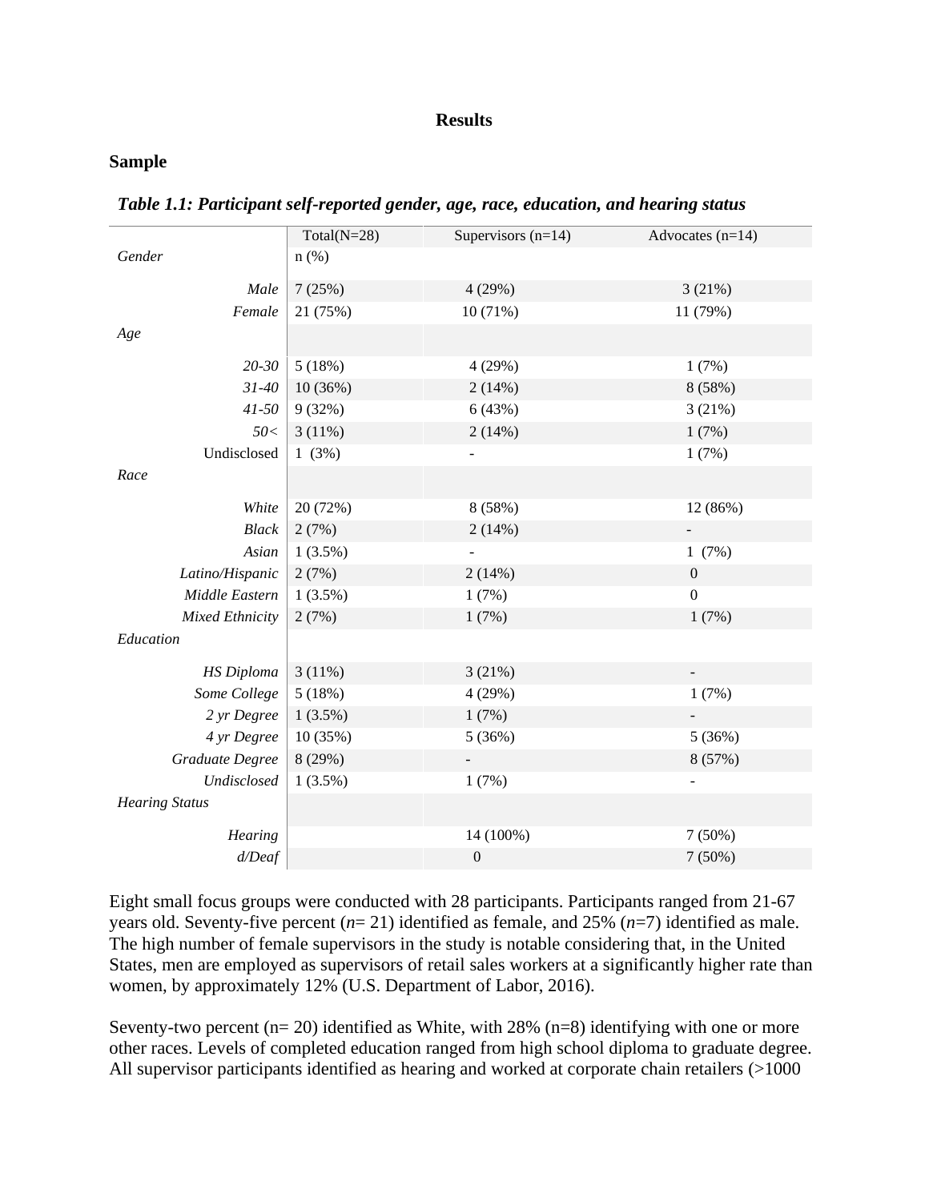# Results

## Sample

***Table 1.1: Participant self-reported gender, age, race, education, and hearing status***

| | Total(N=28) | Supervisors (n=14) | Advocates (n=14) |
|---|---|---|---|
| *Gender* | n (%) | | |
| *Male* | 7 (25%) | 4 (29%) | 3 (21%) |
| *Female* | 21 (75%) | 10 (71%) | 11 (79%) |
| *Age* | | | |
| *20-30* | 5 (18%) | 4 (29%) | 1 (7%) |
| *31-40* | 10 (36%) | 2 (14%) | 8 (58%) |
| *41-50* | 9 (32%) | 6 (43%) | 3 (21%) |
| *50<* | 3 (11%) | 2 (14%) | 1 (7%) |
| Undisclosed | 1 (3%) | - | 1 (7%) |
| *Race* | | | |
| *White* | 20 (72%) | 8 (58%) | 12 (86%) |
| *Black* | 2 (7%) | 2 (14%) | - |
| *Asian* | 1 (3.5%) | - | 1 (7%) |
| *Latino/Hispanic* | 2 (7%) | 2 (14%) | 0 |
| *Middle Eastern* | 1 (3.5%) | 1 (7%) | 0 |
| *Mixed Ethnicity* | 2 (7%) | 1 (7%) | 1 (7%) |
| *Education* | | | |
| *HS Diploma* | 3 (11%) | 3 (21%) | - |
| *Some College* | 5 (18%) | 4 (29%) | 1 (7%) |
| *2 yr Degree* | 1 (3.5%) | 1 (7%) | - |
| *4 yr Degree* | 10 (35%) | 5 (36%) | 5 (36%) |
| *Graduate Degree* | 8 (29%) | - | 8 (57%) |
| *Undisclosed* | 1 (3.5%) | 1 (7%) | - |
| *Hearing Status* | | | |
| *Hearing* | | 14 (100%) | 7 (50%) |
| *d/Deaf* | | 0 | 7 (50%) |

Eight small focus groups were conducted with 28 participants. Participants ranged from 21-67 years old. Seventy-five percent (*n*= 21) identified as female, and 25% (*n*=7) identified as male. The high number of female supervisors in the study is notable considering that, in the United States, men are employed as supervisors of retail sales workers at a significantly higher rate than women, by approximately 12% (U.S. Department of Labor, 2016).

Seventy-two percent (n= 20) identified as White, with 28% (n=8) identifying with one or more other races. Levels of completed education ranged from high school diploma to graduate degree. All supervisor participants identified as hearing and worked at corporate chain retailers (>1000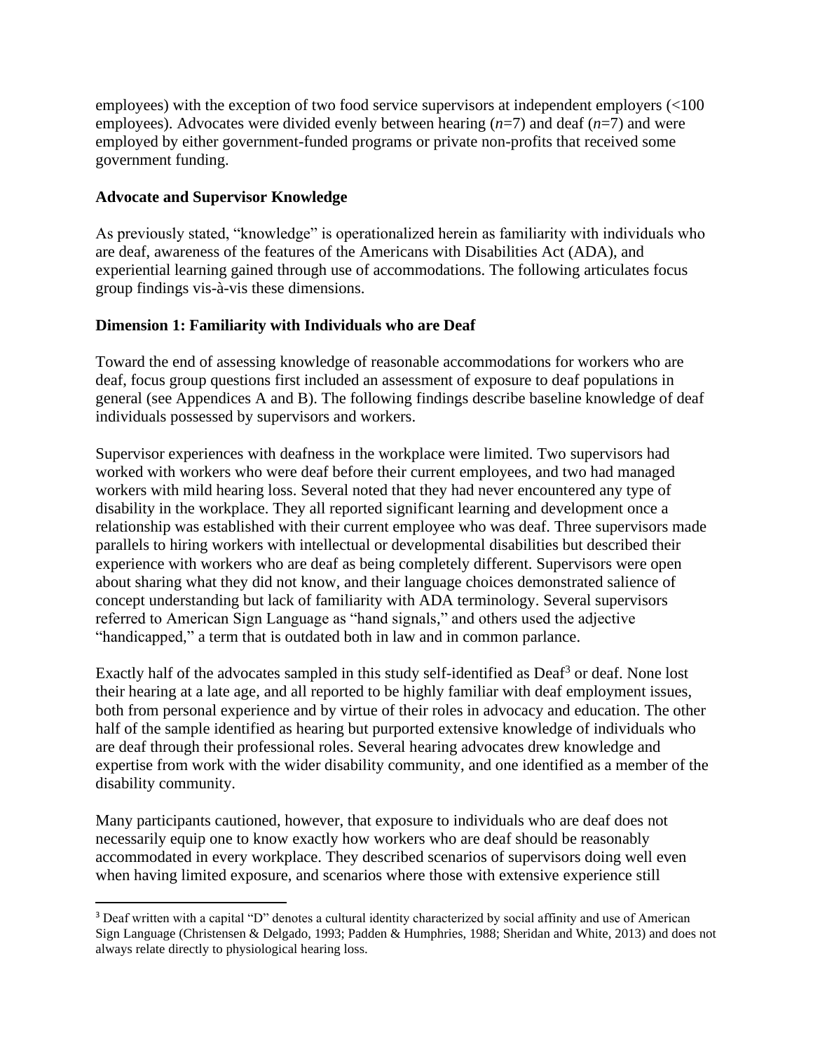employees) with the exception of two food service supervisors at independent employers (<100 employees). Advocates were divided evenly between hearing (*n*=7) and deaf (*n*=7) and were employed by either government-funded programs or private non-profits that received some government funding.

**Advocate and Supervisor Knowledge**

As previously stated, "knowledge" is operationalized herein as familiarity with individuals who are deaf, awareness of the features of the Americans with Disabilities Act (ADA), and experiential learning gained through use of accommodations. The following articulates focus group findings vis-à-vis these dimensions.

**Dimension 1: Familiarity with Individuals who are Deaf**

Toward the end of assessing knowledge of reasonable accommodations for workers who are deaf, focus group questions first included an assessment of exposure to deaf populations in general (see Appendices A and B). The following findings describe baseline knowledge of deaf individuals possessed by supervisors and workers.

Supervisor experiences with deafness in the workplace were limited. Two supervisors had worked with workers who were deaf before their current employees, and two had managed workers with mild hearing loss. Several noted that they had never encountered any type of disability in the workplace. They all reported significant learning and development once a relationship was established with their current employee who was deaf. Three supervisors made parallels to hiring workers with intellectual or developmental disabilities but described their experience with workers who are deaf as being completely different. Supervisors were open about sharing what they did not know, and their language choices demonstrated salience of concept understanding but lack of familiarity with ADA terminology. Several supervisors referred to American Sign Language as "hand signals," and others used the adjective "handicapped," a term that is outdated both in law and in common parlance.

Exactly half of the advocates sampled in this study self-identified as Deaf[3] or deaf. None lost their hearing at a late age, and all reported to be highly familiar with deaf employment issues, both from personal experience and by virtue of their roles in advocacy and education. The other half of the sample identified as hearing but purported extensive knowledge of individuals who are deaf through their professional roles. Several hearing advocates drew knowledge and expertise from work with the wider disability community, and one identified as a member of the disability community.

Many participants cautioned, however, that exposure to individuals who are deaf does not necessarily equip one to know exactly how workers who are deaf should be reasonably accommodated in every workplace. They described scenarios of supervisors doing well even when having limited exposure, and scenarios where those with extensive experience still

[3] Deaf written with a capital "D" denotes a cultural identity characterized by social affinity and use of American Sign Language (Christensen & Delgado, 1993; Padden & Humphries, 1988; Sheridan and White, 2013) and does not always relate directly to physiological hearing loss.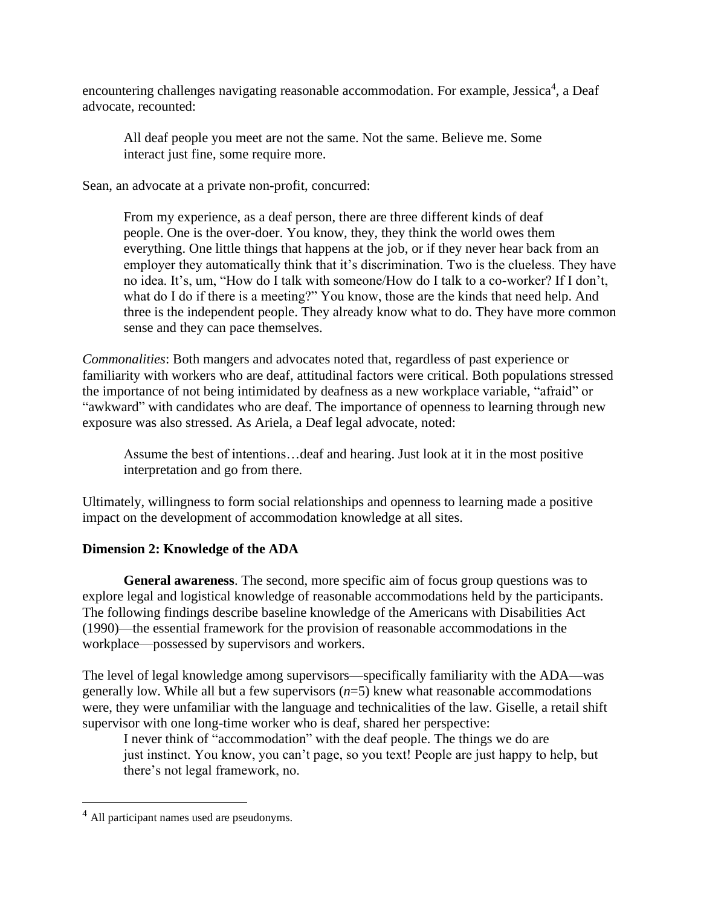encountering challenges navigating reasonable accommodation. For example, Jessica[4], a Deaf advocate, recounted:

> All deaf people you meet are not the same. Not the same. Believe me. Some interact just fine, some require more.

Sean, an advocate at a private non-profit, concurred:

> From my experience, as a deaf person, there are three different kinds of deaf people. One is the over-doer. You know, they, they think the world owes them everything. One little things that happens at the job, or if they never hear back from an employer they automatically think that it's discrimination. Two is the clueless. They have no idea. It's, um, "How do I talk with someone/How do I talk to a co-worker? If I don't, what do I do if there is a meeting?" You know, those are the kinds that need help. And three is the independent people. They already know what to do. They have more common sense and they can pace themselves.

*Commonalities*: Both mangers and advocates noted that, regardless of past experience or familiarity with workers who are deaf, attitudinal factors were critical. Both populations stressed the importance of not being intimidated by deafness as a new workplace variable, "afraid" or "awkward" with candidates who are deaf. The importance of openness to learning through new exposure was also stressed. As Ariela, a Deaf legal advocate, noted:

> Assume the best of intentions…deaf and hearing. Just look at it in the most positive interpretation and go from there.

Ultimately, willingness to form social relationships and openness to learning made a positive impact on the development of accommodation knowledge at all sites.

**Dimension 2: Knowledge of the ADA**

**General awareness**. The second, more specific aim of focus group questions was to explore legal and logistical knowledge of reasonable accommodations held by the participants. The following findings describe baseline knowledge of the Americans with Disabilities Act (1990)—the essential framework for the provision of reasonable accommodations in the workplace—possessed by supervisors and workers.

The level of legal knowledge among supervisors—specifically familiarity with the ADA—was generally low. While all but a few supervisors (*n*=5) knew what reasonable accommodations were, they were unfamiliar with the language and technicalities of the law. Giselle, a retail shift supervisor with one long-time worker who is deaf, shared her perspective:

> I never think of "accommodation" with the deaf people. The things we do are just instinct. You know, you can't page, so you text! People are just happy to help, but there's not legal framework, no.

---

[4] All participant names used are pseudonyms.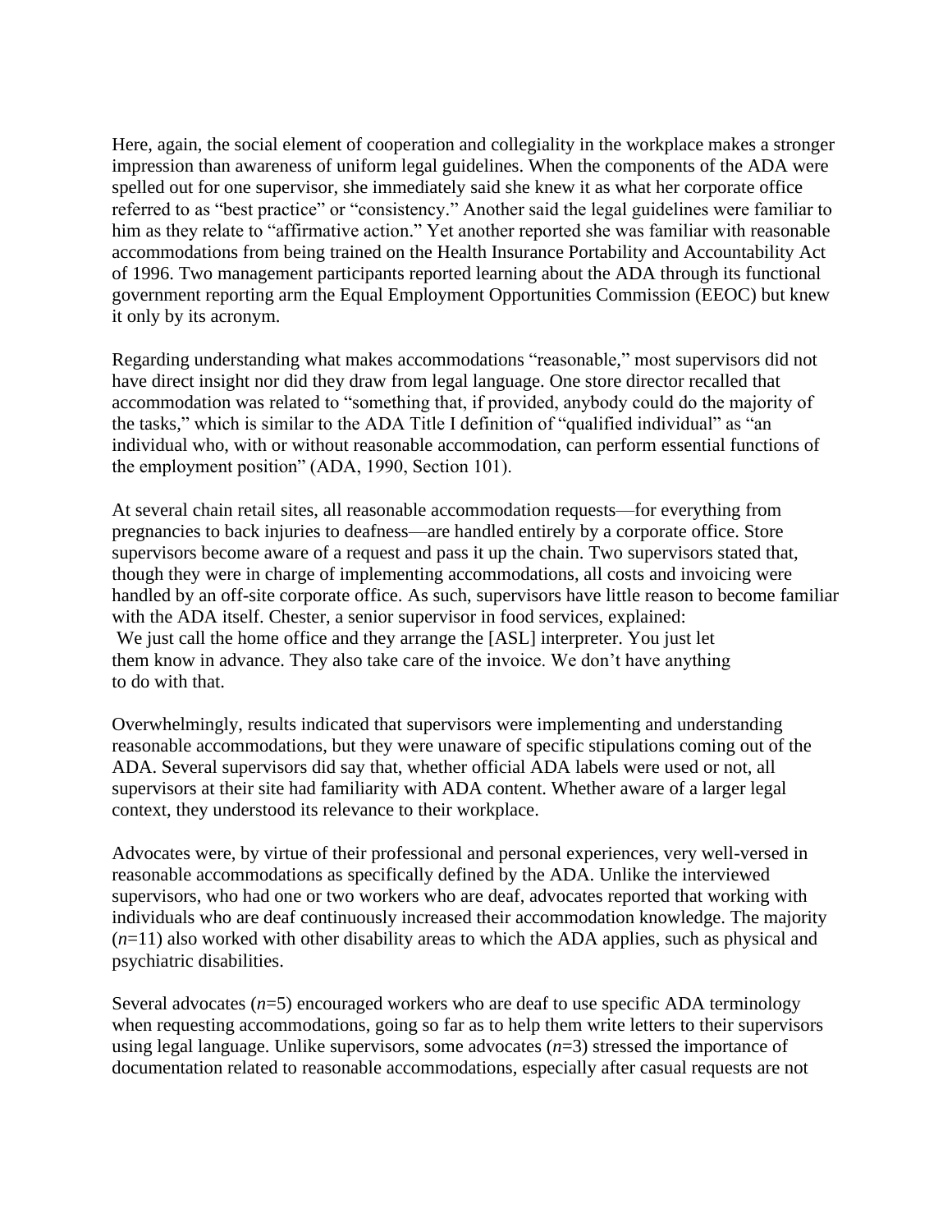Here, again, the social element of cooperation and collegiality in the workplace makes a stronger impression than awareness of uniform legal guidelines. When the components of the ADA were spelled out for one supervisor, she immediately said she knew it as what her corporate office referred to as "best practice" or "consistency." Another said the legal guidelines were familiar to him as they relate to "affirmative action." Yet another reported she was familiar with reasonable accommodations from being trained on the Health Insurance Portability and Accountability Act of 1996. Two management participants reported learning about the ADA through its functional government reporting arm the Equal Employment Opportunities Commission (EEOC) but knew it only by its acronym.

Regarding understanding what makes accommodations "reasonable," most supervisors did not have direct insight nor did they draw from legal language. One store director recalled that accommodation was related to "something that, if provided, anybody could do the majority of the tasks," which is similar to the ADA Title I definition of "qualified individual" as "an individual who, with or without reasonable accommodation, can perform essential functions of the employment position" (ADA, 1990, Section 101).

At several chain retail sites, all reasonable accommodation requests—for everything from pregnancies to back injuries to deafness—are handled entirely by a corporate office. Store supervisors become aware of a request and pass it up the chain. Two supervisors stated that, though they were in charge of implementing accommodations, all costs and invoicing were handled by an off-site corporate office. As such, supervisors have little reason to become familiar with the ADA itself. Chester, a senior supervisor in food services, explained:

> We just call the home office and they arrange the [ASL] interpreter. You just let them know in advance. They also take care of the invoice. We don't have anything to do with that.

Overwhelmingly, results indicated that supervisors were implementing and understanding reasonable accommodations, but they were unaware of specific stipulations coming out of the ADA. Several supervisors did say that, whether official ADA labels were used or not, all supervisors at their site had familiarity with ADA content. Whether aware of a larger legal context, they understood its relevance to their workplace.

Advocates were, by virtue of their professional and personal experiences, very well-versed in reasonable accommodations as specifically defined by the ADA. Unlike the interviewed supervisors, who had one or two workers who are deaf, advocates reported that working with individuals who are deaf continuously increased their accommodation knowledge. The majority (*n*=11) also worked with other disability areas to which the ADA applies, such as physical and psychiatric disabilities.

Several advocates (*n*=5) encouraged workers who are deaf to use specific ADA terminology when requesting accommodations, going so far as to help them write letters to their supervisors using legal language. Unlike supervisors, some advocates (*n*=3) stressed the importance of documentation related to reasonable accommodations, especially after casual requests are not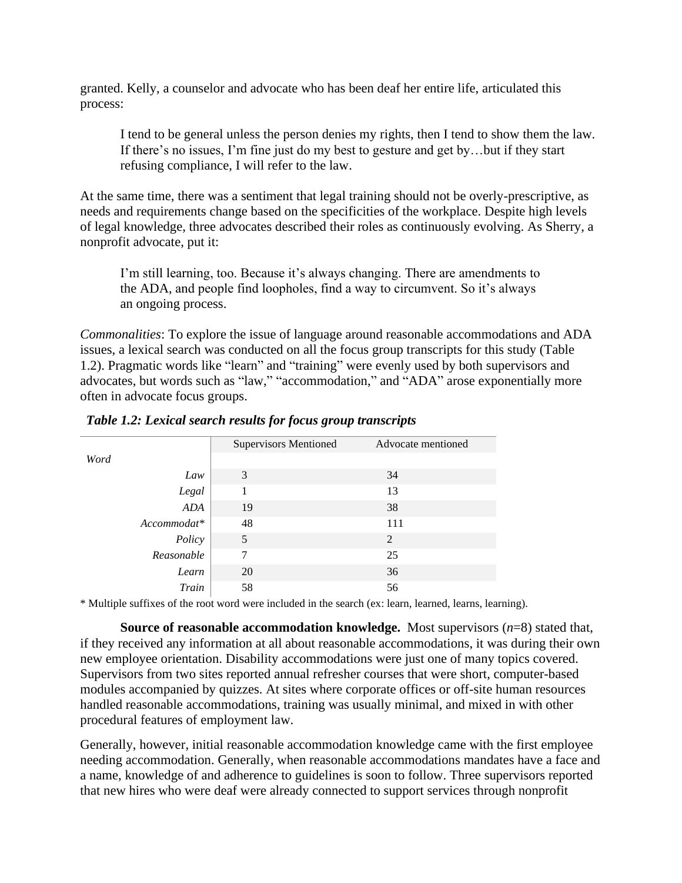granted. Kelly, a counselor and advocate who has been deaf her entire life, articulated this process:

> I tend to be general unless the person denies my rights, then I tend to show them the law. If there's no issues, I'm fine just do my best to gesture and get by…but if they start refusing compliance, I will refer to the law.

At the same time, there was a sentiment that legal training should not be overly-prescriptive, as needs and requirements change based on the specificities of the workplace. Despite high levels of legal knowledge, three advocates described their roles as continuously evolving. As Sherry, a nonprofit advocate, put it:

> I'm still learning, too. Because it's always changing. There are amendments to the ADA, and people find loopholes, find a way to circumvent. So it's always an ongoing process.

*Commonalities*: To explore the issue of language around reasonable accommodations and ADA issues, a lexical search was conducted on all the focus group transcripts for this study (Table 1.2). Pragmatic words like "learn" and "training" were evenly used by both supervisors and advocates, but words such as "law," "accommodation," and "ADA" arose exponentially more often in advocate focus groups.

***Table 1.2: Lexical search results for focus group transcripts***

| *Word* | Supervisors Mentioned | Advocate mentioned |
|---|---|---|
| *Law* | 3 | 34 |
| *Legal* | 1 | 13 |
| *ADA* | 19 | 38 |
| *Accommodat** | 48 | 111 |
| *Policy* | 5 | 2 |
| *Reasonable* | 7 | 25 |
| *Learn* | 20 | 36 |
| *Train* | 58 | 56 |

* Multiple suffixes of the root word were included in the search (ex: learn, learned, learns, learning).

**Source of reasonable accommodation knowledge.** Most supervisors (*n*=8) stated that, if they received any information at all about reasonable accommodations, it was during their own new employee orientation. Disability accommodations were just one of many topics covered. Supervisors from two sites reported annual refresher courses that were short, computer-based modules accompanied by quizzes. At sites where corporate offices or off-site human resources handled reasonable accommodations, training was usually minimal, and mixed in with other procedural features of employment law.

Generally, however, initial reasonable accommodation knowledge came with the first employee needing accommodation. Generally, when reasonable accommodations mandates have a face and a name, knowledge of and adherence to guidelines is soon to follow. Three supervisors reported that new hires who were deaf were already connected to support services through nonprofit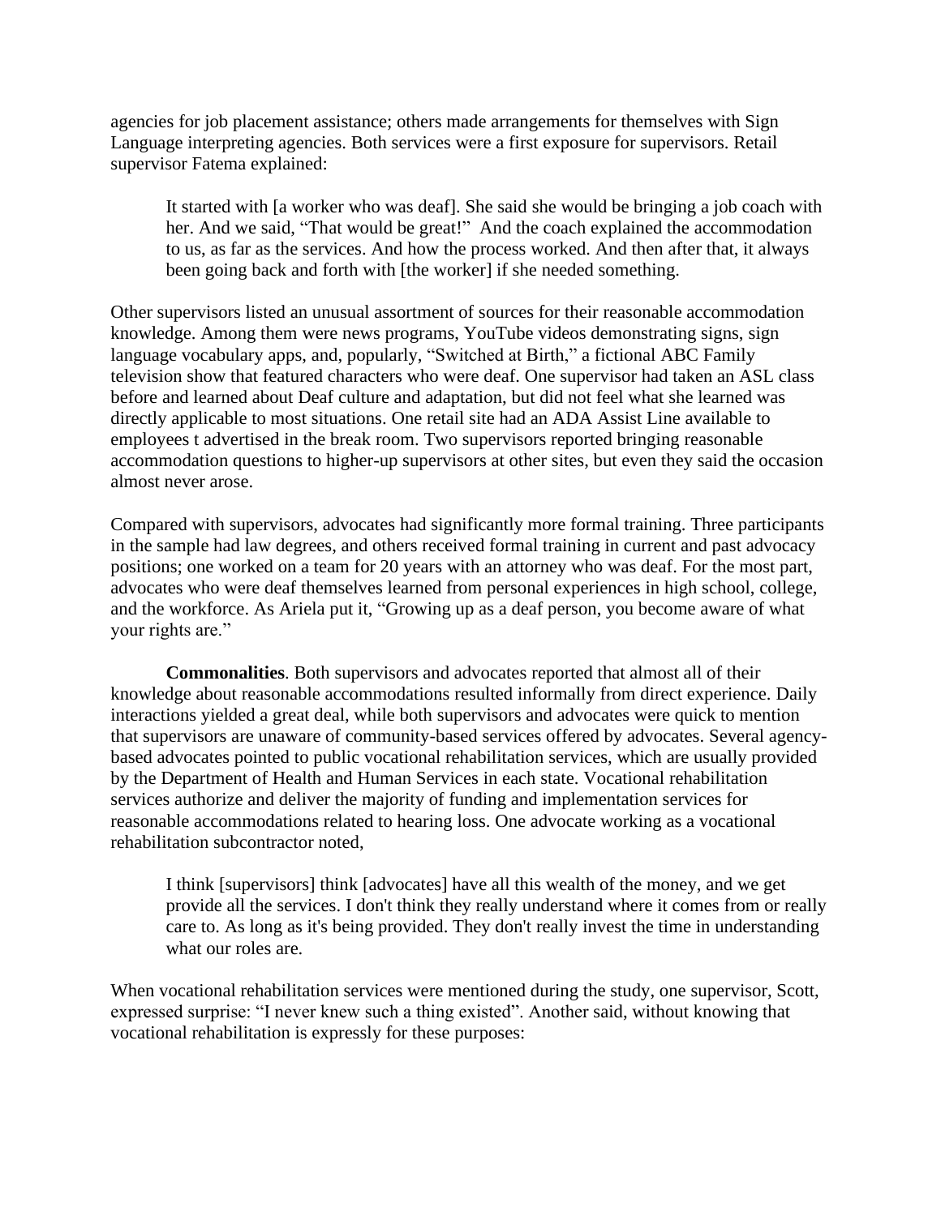agencies for job placement assistance; others made arrangements for themselves with Sign Language interpreting agencies. Both services were a first exposure for supervisors. Retail supervisor Fatema explained:

> It started with [a worker who was deaf]. She said she would be bringing a job coach with her. And we said, "That would be great!" And the coach explained the accommodation to us, as far as the services. And how the process worked. And then after that, it always been going back and forth with [the worker] if she needed something.

Other supervisors listed an unusual assortment of sources for their reasonable accommodation knowledge. Among them were news programs, YouTube videos demonstrating signs, sign language vocabulary apps, and, popularly, "Switched at Birth," a fictional ABC Family television show that featured characters who were deaf. One supervisor had taken an ASL class before and learned about Deaf culture and adaptation, but did not feel what she learned was directly applicable to most situations. One retail site had an ADA Assist Line available to employees t advertised in the break room. Two supervisors reported bringing reasonable accommodation questions to higher-up supervisors at other sites, but even they said the occasion almost never arose.

Compared with supervisors, advocates had significantly more formal training. Three participants in the sample had law degrees, and others received formal training in current and past advocacy positions; one worked on a team for 20 years with an attorney who was deaf. For the most part, advocates who were deaf themselves learned from personal experiences in high school, college, and the workforce. As Ariela put it, "Growing up as a deaf person, you become aware of what your rights are."

**Commonalities**. Both supervisors and advocates reported that almost all of their knowledge about reasonable accommodations resulted informally from direct experience. Daily interactions yielded a great deal, while both supervisors and advocates were quick to mention that supervisors are unaware of community-based services offered by advocates. Several agency-based advocates pointed to public vocational rehabilitation services, which are usually provided by the Department of Health and Human Services in each state. Vocational rehabilitation services authorize and deliver the majority of funding and implementation services for reasonable accommodations related to hearing loss. One advocate working as a vocational rehabilitation subcontractor noted,

> I think [supervisors] think [advocates] have all this wealth of the money, and we get provide all the services. I don't think they really understand where it comes from or really care to. As long as it's being provided. They don't really invest the time in understanding what our roles are.

When vocational rehabilitation services were mentioned during the study, one supervisor, Scott, expressed surprise: "I never knew such a thing existed". Another said, without knowing that vocational rehabilitation is expressly for these purposes: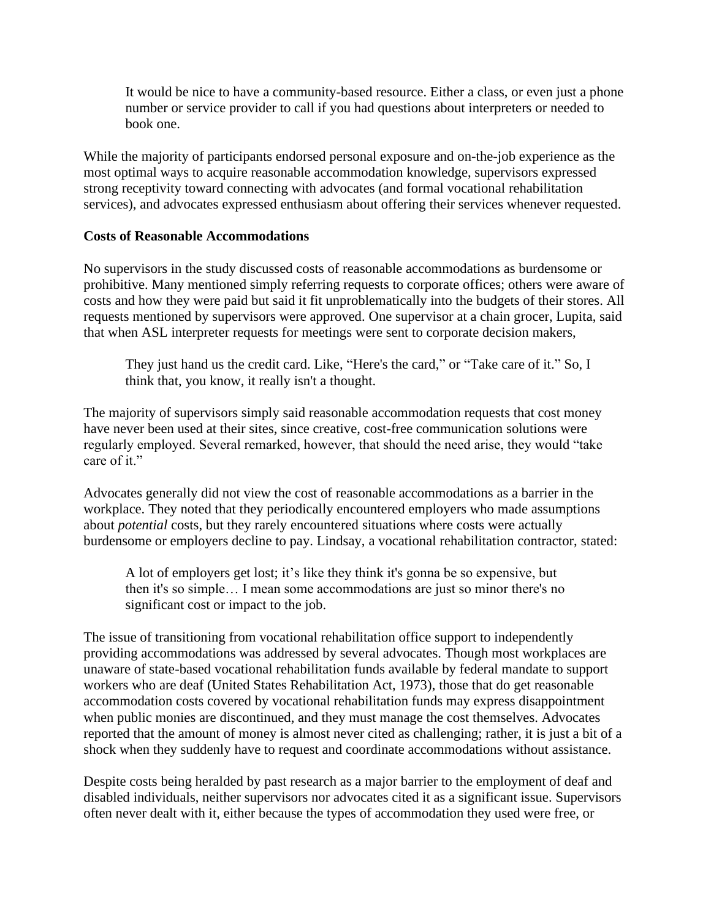> It would be nice to have a community-based resource. Either a class, or even just a phone number or service provider to call if you had questions about interpreters or needed to book one.

While the majority of participants endorsed personal exposure and on-the-job experience as the most optimal ways to acquire reasonable accommodation knowledge, supervisors expressed strong receptivity toward connecting with advocates (and formal vocational rehabilitation services), and advocates expressed enthusiasm about offering their services whenever requested.

**Costs of Reasonable Accommodations**

No supervisors in the study discussed costs of reasonable accommodations as burdensome or prohibitive. Many mentioned simply referring requests to corporate offices; others were aware of costs and how they were paid but said it fit unproblematically into the budgets of their stores. All requests mentioned by supervisors were approved. One supervisor at a chain grocer, Lupita, said that when ASL interpreter requests for meetings were sent to corporate decision makers,

> They just hand us the credit card. Like, "Here's the card," or "Take care of it." So, I think that, you know, it really isn't a thought.

The majority of supervisors simply said reasonable accommodation requests that cost money have never been used at their sites, since creative, cost-free communication solutions were regularly employed. Several remarked, however, that should the need arise, they would "take care of it."

Advocates generally did not view the cost of reasonable accommodations as a barrier in the workplace. They noted that they periodically encountered employers who made assumptions about *potential* costs, but they rarely encountered situations where costs were actually burdensome or employers decline to pay. Lindsay, a vocational rehabilitation contractor, stated:

> A lot of employers get lost; it's like they think it's gonna be so expensive, but then it's so simple… I mean some accommodations are just so minor there's no significant cost or impact to the job.

The issue of transitioning from vocational rehabilitation office support to independently providing accommodations was addressed by several advocates. Though most workplaces are unaware of state-based vocational rehabilitation funds available by federal mandate to support workers who are deaf (United States Rehabilitation Act, 1973), those that do get reasonable accommodation costs covered by vocational rehabilitation funds may express disappointment when public monies are discontinued, and they must manage the cost themselves. Advocates reported that the amount of money is almost never cited as challenging; rather, it is just a bit of a shock when they suddenly have to request and coordinate accommodations without assistance.

Despite costs being heralded by past research as a major barrier to the employment of deaf and disabled individuals, neither supervisors nor advocates cited it as a significant issue. Supervisors often never dealt with it, either because the types of accommodation they used were free, or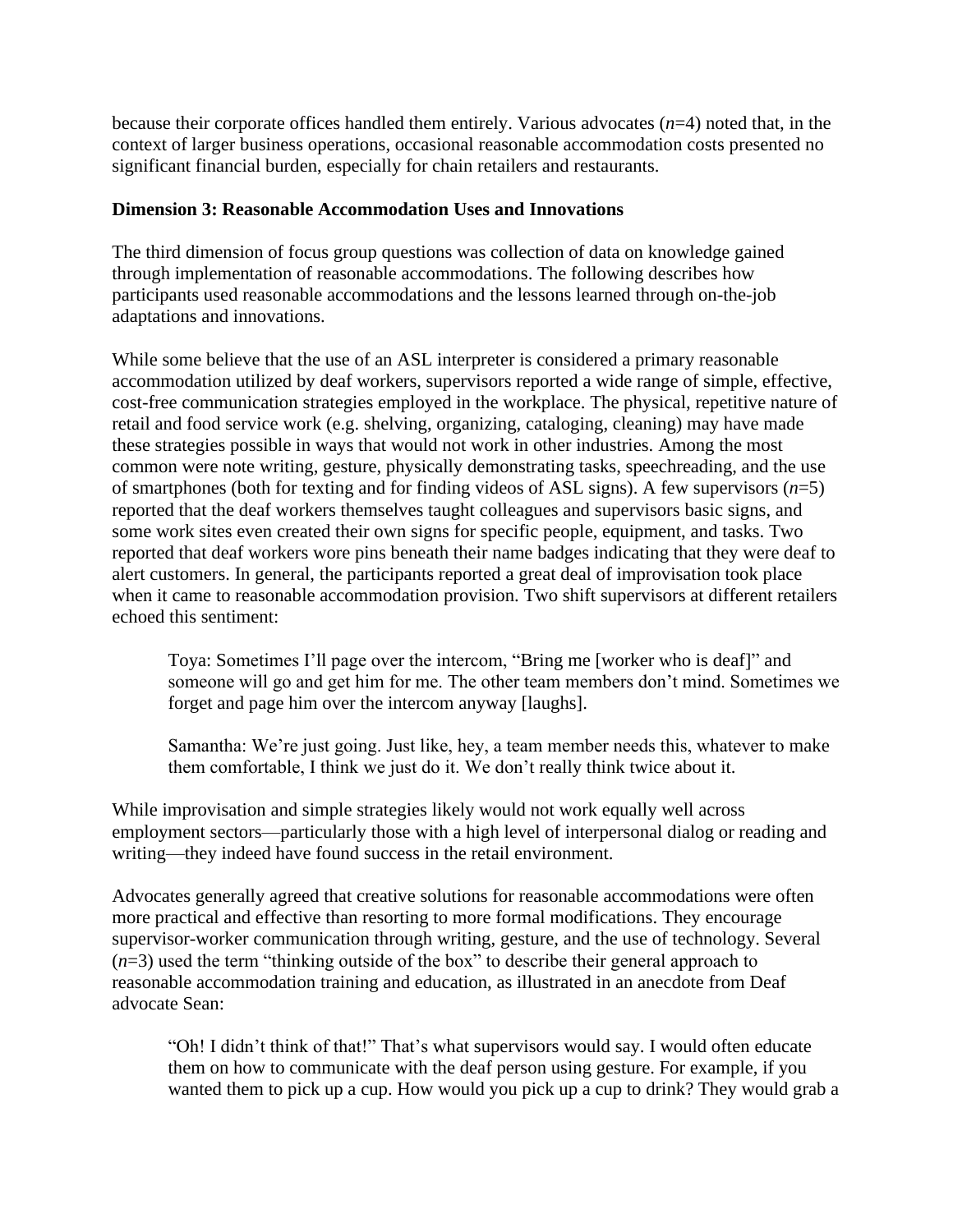because their corporate offices handled them entirely. Various advocates (*n*=4) noted that, in the context of larger business operations, occasional reasonable accommodation costs presented no significant financial burden, especially for chain retailers and restaurants.

**Dimension 3: Reasonable Accommodation Uses and Innovations**

The third dimension of focus group questions was collection of data on knowledge gained through implementation of reasonable accommodations. The following describes how participants used reasonable accommodations and the lessons learned through on-the-job adaptations and innovations.

While some believe that the use of an ASL interpreter is considered a primary reasonable accommodation utilized by deaf workers, supervisors reported a wide range of simple, effective, cost-free communication strategies employed in the workplace. The physical, repetitive nature of retail and food service work (e.g. shelving, organizing, cataloging, cleaning) may have made these strategies possible in ways that would not work in other industries. Among the most common were note writing, gesture, physically demonstrating tasks, speechreading, and the use of smartphones (both for texting and for finding videos of ASL signs). A few supervisors (*n*=5) reported that the deaf workers themselves taught colleagues and supervisors basic signs, and some work sites even created their own signs for specific people, equipment, and tasks. Two reported that deaf workers wore pins beneath their name badges indicating that they were deaf to alert customers. In general, the participants reported a great deal of improvisation took place when it came to reasonable accommodation provision. Two shift supervisors at different retailers echoed this sentiment:

> Toya: Sometimes I'll page over the intercom, "Bring me [worker who is deaf]" and someone will go and get him for me. The other team members don't mind. Sometimes we forget and page him over the intercom anyway [laughs].
>
> Samantha: We're just going. Just like, hey, a team member needs this, whatever to make them comfortable, I think we just do it. We don't really think twice about it.

While improvisation and simple strategies likely would not work equally well across employment sectors—particularly those with a high level of interpersonal dialog or reading and writing—they indeed have found success in the retail environment.

Advocates generally agreed that creative solutions for reasonable accommodations were often more practical and effective than resorting to more formal modifications. They encourage supervisor-worker communication through writing, gesture, and the use of technology. Several (*n*=3) used the term "thinking outside of the box" to describe their general approach to reasonable accommodation training and education, as illustrated in an anecdote from Deaf advocate Sean:

> "Oh! I didn't think of that!" That's what supervisors would say. I would often educate them on how to communicate with the deaf person using gesture. For example, if you wanted them to pick up a cup. How would you pick up a cup to drink? They would grab a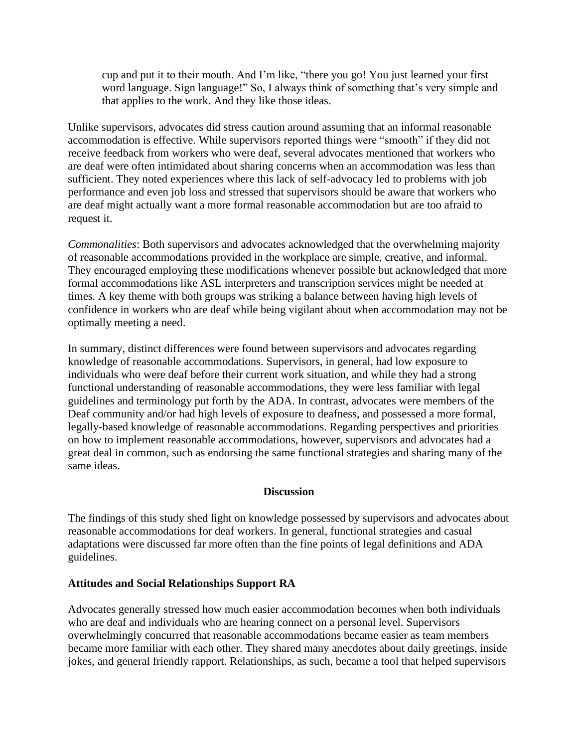> cup and put it to their mouth. And I'm like, "there you go! You just learned your first word language. Sign language!" So, I always think of something that's very simple and that applies to the work. And they like those ideas.

Unlike supervisors, advocates did stress caution around assuming that an informal reasonable accommodation is effective. While supervisors reported things were "smooth" if they did not receive feedback from workers who were deaf, several advocates mentioned that workers who are deaf were often intimidated about sharing concerns when an accommodation was less than sufficient. They noted experiences where this lack of self-advocacy led to problems with job performance and even job loss and stressed that supervisors should be aware that workers who are deaf might actually want a more formal reasonable accommodation but are too afraid to request it.

*Commonalities*: Both supervisors and advocates acknowledged that the overwhelming majority of reasonable accommodations provided in the workplace are simple, creative, and informal. They encouraged employing these modifications whenever possible but acknowledged that more formal accommodations like ASL interpreters and transcription services might be needed at times. A key theme with both groups was striking a balance between having high levels of confidence in workers who are deaf while being vigilant about when accommodation may not be optimally meeting a need.

In summary, distinct differences were found between supervisors and advocates regarding knowledge of reasonable accommodations. Supervisors, in general, had low exposure to individuals who were deaf before their current work situation, and while they had a strong functional understanding of reasonable accommodations, they were less familiar with legal guidelines and terminology put forth by the ADA. In contrast, advocates were members of the Deaf community and/or had high levels of exposure to deafness, and possessed a more formal, legally-based knowledge of reasonable accommodations. Regarding perspectives and priorities on how to implement reasonable accommodations, however, supervisors and advocates had a great deal in common, such as endorsing the same functional strategies and sharing many of the same ideas.

## Discussion

The findings of this study shed light on knowledge possessed by supervisors and advocates about reasonable accommodations for deaf workers. In general, functional strategies and casual adaptations were discussed far more often than the fine points of legal definitions and ADA guidelines.

### Attitudes and Social Relationships Support RA

Advocates generally stressed how much easier accommodation becomes when both individuals who are deaf and individuals who are hearing connect on a personal level. Supervisors overwhelmingly concurred that reasonable accommodations became easier as team members became more familiar with each other. They shared many anecdotes about daily greetings, inside jokes, and general friendly rapport. Relationships, as such, became a tool that helped supervisors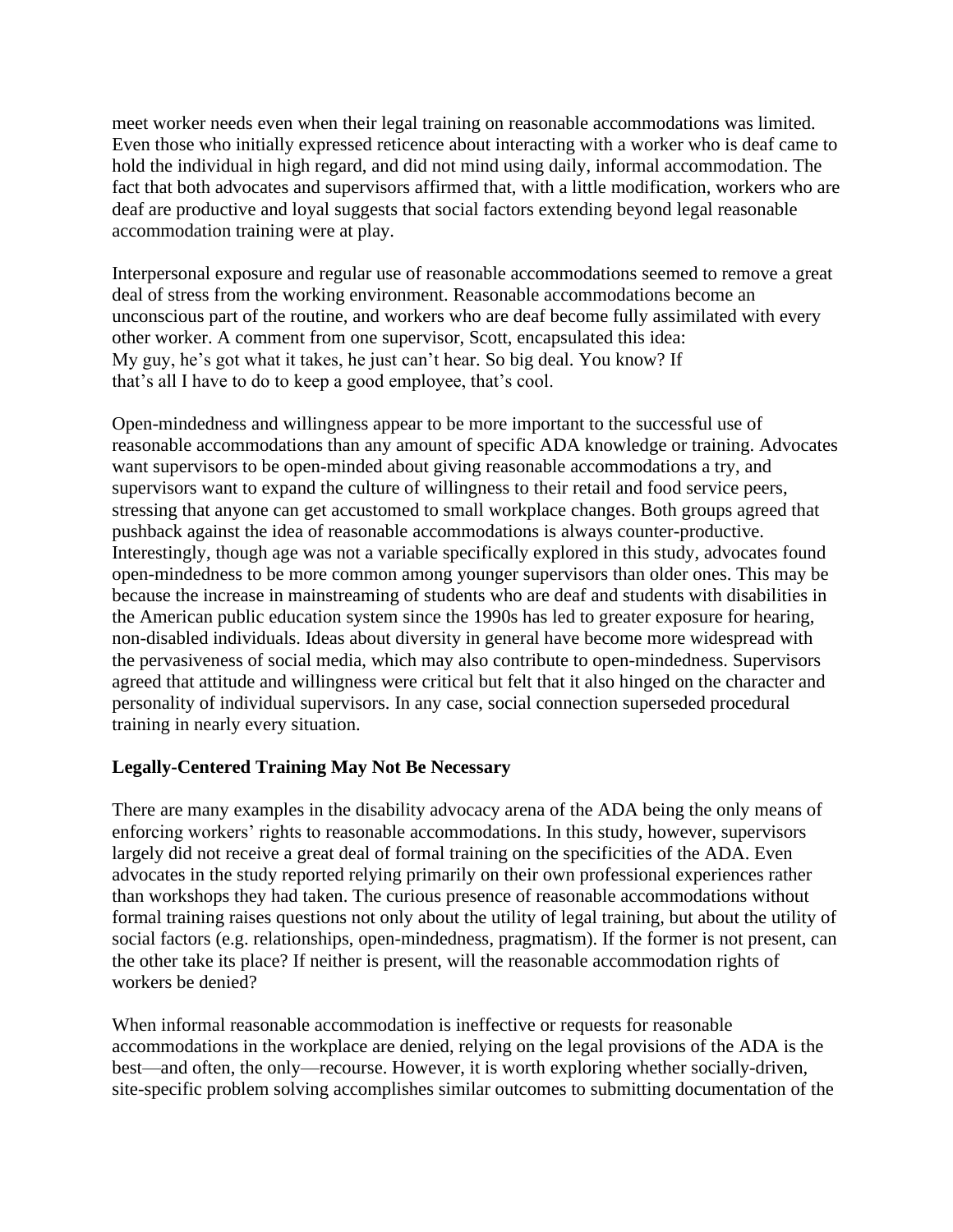meet worker needs even when their legal training on reasonable accommodations was limited. Even those who initially expressed reticence about interacting with a worker who is deaf came to hold the individual in high regard, and did not mind using daily, informal accommodation. The fact that both advocates and supervisors affirmed that, with a little modification, workers who are deaf are productive and loyal suggests that social factors extending beyond legal reasonable accommodation training were at play.

Interpersonal exposure and regular use of reasonable accommodations seemed to remove a great deal of stress from the working environment. Reasonable accommodations become an unconscious part of the routine, and workers who are deaf become fully assimilated with every other worker. A comment from one supervisor, Scott, encapsulated this idea:

> My guy, he's got what it takes, he just can't hear. So big deal. You know? If that's all I have to do to keep a good employee, that's cool.

Open-mindedness and willingness appear to be more important to the successful use of reasonable accommodations than any amount of specific ADA knowledge or training. Advocates want supervisors to be open-minded about giving reasonable accommodations a try, and supervisors want to expand the culture of willingness to their retail and food service peers, stressing that anyone can get accustomed to small workplace changes. Both groups agreed that pushback against the idea of reasonable accommodations is always counter-productive. Interestingly, though age was not a variable specifically explored in this study, advocates found open-mindedness to be more common among younger supervisors than older ones. This may be because the increase in mainstreaming of students who are deaf and students with disabilities in the American public education system since the 1990s has led to greater exposure for hearing, non-disabled individuals. Ideas about diversity in general have become more widespread with the pervasiveness of social media, which may also contribute to open-mindedness. Supervisors agreed that attitude and willingness were critical but felt that it also hinged on the character and personality of individual supervisors. In any case, social connection superseded procedural training in nearly every situation.

**Legally-Centered Training May Not Be Necessary**

There are many examples in the disability advocacy arena of the ADA being the only means of enforcing workers' rights to reasonable accommodations. In this study, however, supervisors largely did not receive a great deal of formal training on the specificities of the ADA. Even advocates in the study reported relying primarily on their own professional experiences rather than workshops they had taken. The curious presence of reasonable accommodations without formal training raises questions not only about the utility of legal training, but about the utility of social factors (e.g. relationships, open-mindedness, pragmatism). If the former is not present, can the other take its place? If neither is present, will the reasonable accommodation rights of workers be denied?

When informal reasonable accommodation is ineffective or requests for reasonable accommodations in the workplace are denied, relying on the legal provisions of the ADA is the best—and often, the only—recourse. However, it is worth exploring whether socially-driven, site-specific problem solving accomplishes similar outcomes to submitting documentation of the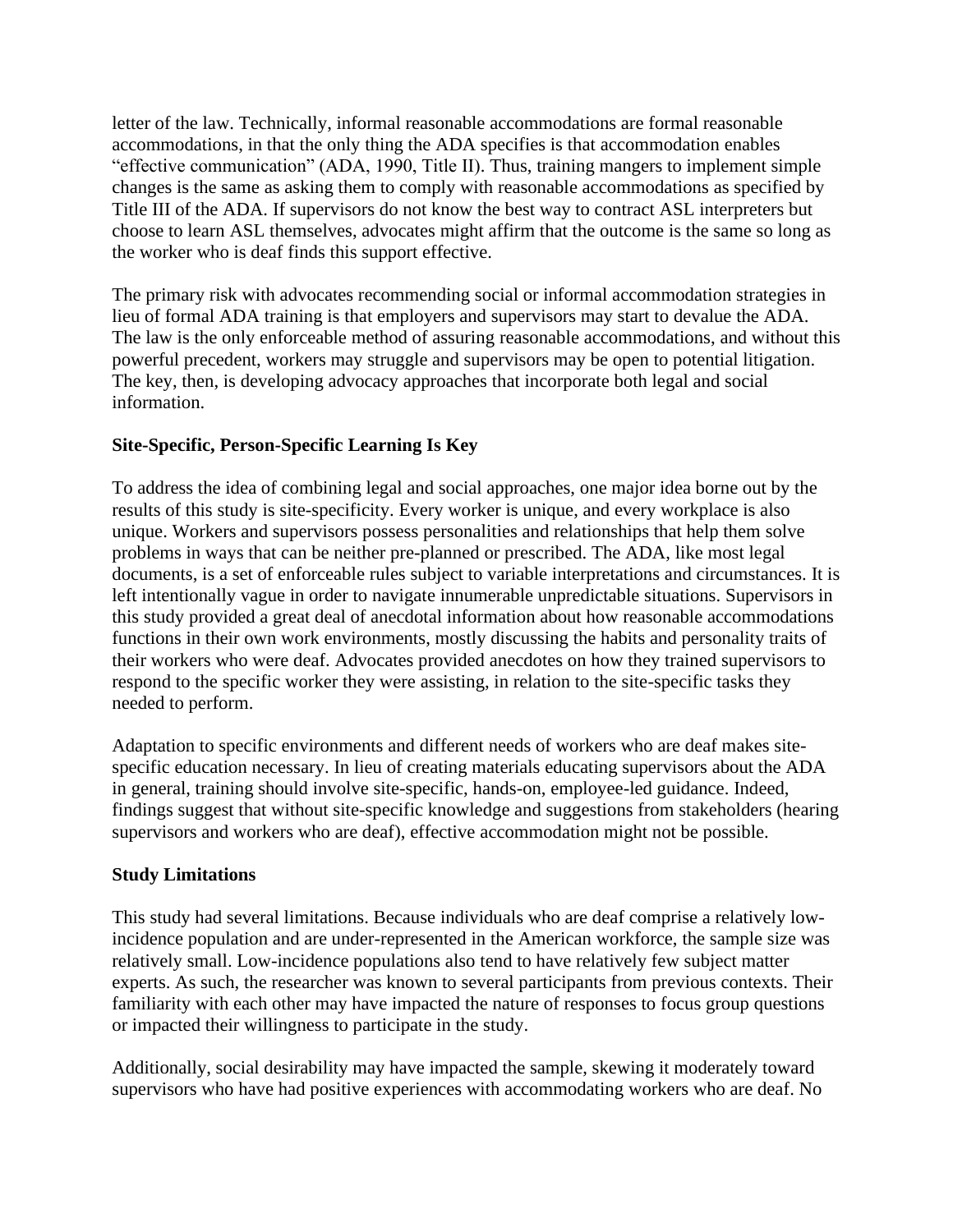letter of the law. Technically, informal reasonable accommodations are formal reasonable accommodations, in that the only thing the ADA specifies is that accommodation enables "effective communication" (ADA, 1990, Title II). Thus, training mangers to implement simple changes is the same as asking them to comply with reasonable accommodations as specified by Title III of the ADA. If supervisors do not know the best way to contract ASL interpreters but choose to learn ASL themselves, advocates might affirm that the outcome is the same so long as the worker who is deaf finds this support effective.

The primary risk with advocates recommending social or informal accommodation strategies in lieu of formal ADA training is that employers and supervisors may start to devalue the ADA. The law is the only enforceable method of assuring reasonable accommodations, and without this powerful precedent, workers may struggle and supervisors may be open to potential litigation. The key, then, is developing advocacy approaches that incorporate both legal and social information.

**Site-Specific, Person-Specific Learning Is Key**

To address the idea of combining legal and social approaches, one major idea borne out by the results of this study is site-specificity. Every worker is unique, and every workplace is also unique. Workers and supervisors possess personalities and relationships that help them solve problems in ways that can be neither pre-planned or prescribed. The ADA, like most legal documents, is a set of enforceable rules subject to variable interpretations and circumstances. It is left intentionally vague in order to navigate innumerable unpredictable situations. Supervisors in this study provided a great deal of anecdotal information about how reasonable accommodations functions in their own work environments, mostly discussing the habits and personality traits of their workers who were deaf. Advocates provided anecdotes on how they trained supervisors to respond to the specific worker they were assisting, in relation to the site-specific tasks they needed to perform.

Adaptation to specific environments and different needs of workers who are deaf makes site-specific education necessary. In lieu of creating materials educating supervisors about the ADA in general, training should involve site-specific, hands-on, employee-led guidance. Indeed, findings suggest that without site-specific knowledge and suggestions from stakeholders (hearing supervisors and workers who are deaf), effective accommodation might not be possible.

**Study Limitations**

This study had several limitations. Because individuals who are deaf comprise a relatively low-incidence population and are under-represented in the American workforce, the sample size was relatively small. Low-incidence populations also tend to have relatively few subject matter experts. As such, the researcher was known to several participants from previous contexts. Their familiarity with each other may have impacted the nature of responses to focus group questions or impacted their willingness to participate in the study.

Additionally, social desirability may have impacted the sample, skewing it moderately toward supervisors who have had positive experiences with accommodating workers who are deaf. No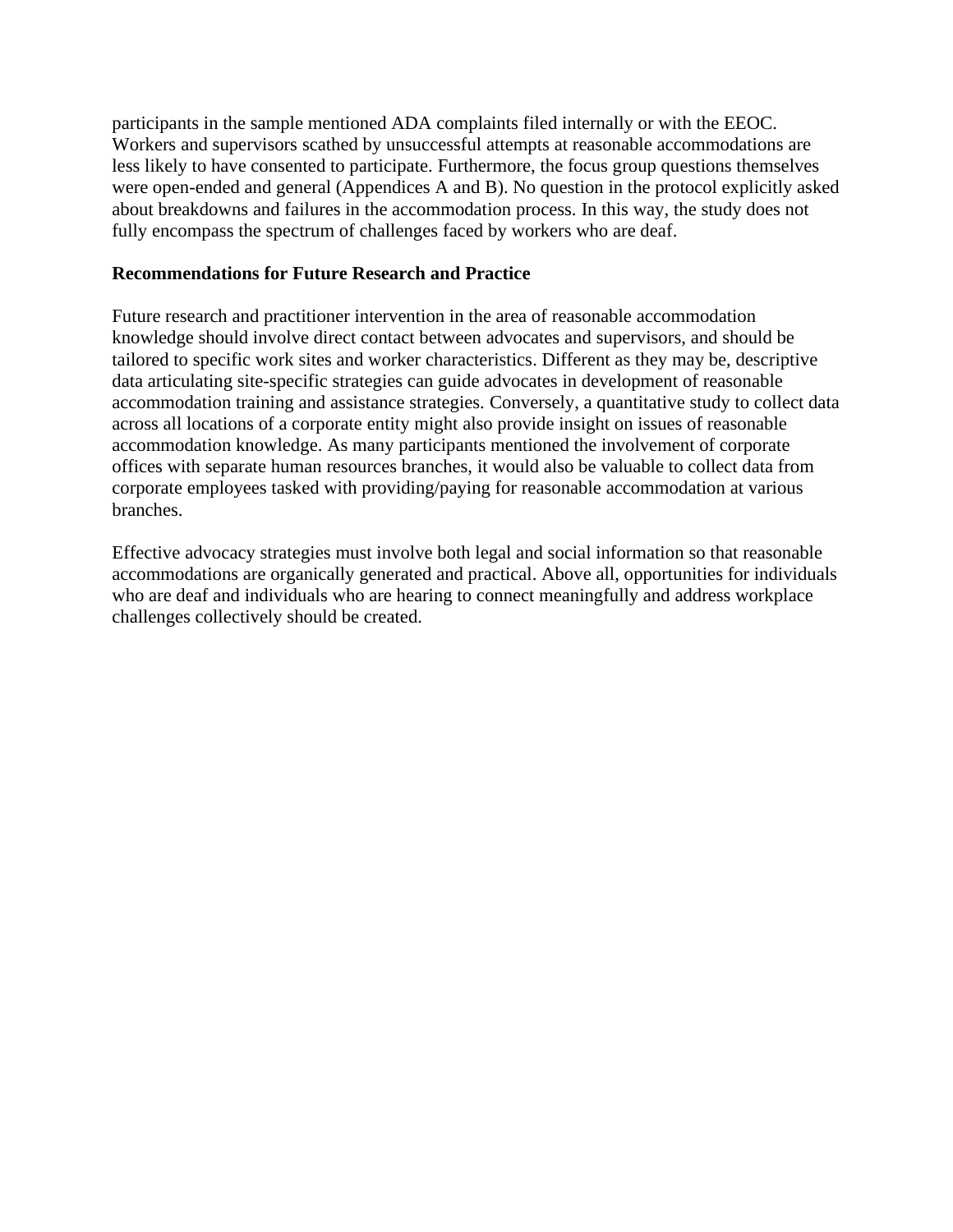participants in the sample mentioned ADA complaints filed internally or with the EEOC. Workers and supervisors scathed by unsuccessful attempts at reasonable accommodations are less likely to have consented to participate. Furthermore, the focus group questions themselves were open-ended and general (Appendices A and B). No question in the protocol explicitly asked about breakdowns and failures in the accommodation process. In this way, the study does not fully encompass the spectrum of challenges faced by workers who are deaf.

**Recommendations for Future Research and Practice**

Future research and practitioner intervention in the area of reasonable accommodation knowledge should involve direct contact between advocates and supervisors, and should be tailored to specific work sites and worker characteristics. Different as they may be, descriptive data articulating site-specific strategies can guide advocates in development of reasonable accommodation training and assistance strategies. Conversely, a quantitative study to collect data across all locations of a corporate entity might also provide insight on issues of reasonable accommodation knowledge. As many participants mentioned the involvement of corporate offices with separate human resources branches, it would also be valuable to collect data from corporate employees tasked with providing/paying for reasonable accommodation at various branches.

Effective advocacy strategies must involve both legal and social information so that reasonable accommodations are organically generated and practical. Above all, opportunities for individuals who are deaf and individuals who are hearing to connect meaningfully and address workplace challenges collectively should be created.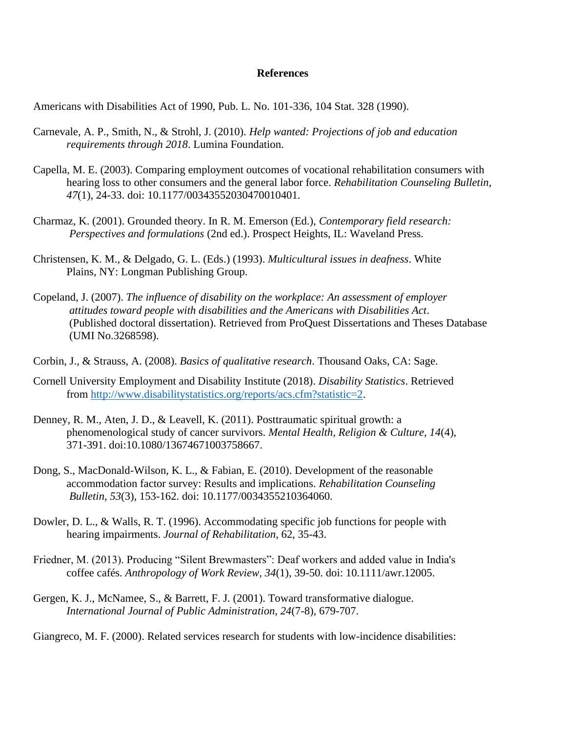# References

Americans with Disabilities Act of 1990, Pub. L. No. 101-336, 104 Stat. 328 (1990).

Carnevale, A. P., Smith, N., & Strohl, J. (2010). *Help wanted: Projections of job and education requirements through 2018*. Lumina Foundation.

Capella, M. E. (2003). Comparing employment outcomes of vocational rehabilitation consumers with hearing loss to other consumers and the general labor force. *Rehabilitation Counseling Bulletin, 47*(1), 24-33. doi: 10.1177/00343552030470010401.

Charmaz, K. (2001). Grounded theory. In R. M. Emerson (Ed.), *Contemporary field research: Perspectives and formulations* (2nd ed.). Prospect Heights, IL: Waveland Press.

Christensen, K. M., & Delgado, G. L. (Eds.) (1993). *Multicultural issues in deafness*. White Plains, NY: Longman Publishing Group.

Copeland, J. (2007). *The influence of disability on the workplace: An assessment of employer attitudes toward people with disabilities and the Americans with Disabilities Act*. (Published doctoral dissertation). Retrieved from ProQuest Dissertations and Theses Database (UMI No.3268598).

Corbin, J., & Strauss, A. (2008). *Basics of qualitative research*. Thousand Oaks, CA: Sage.

Cornell University Employment and Disability Institute (2018). *Disability Statistics*. Retrieved from http://www.disabilitystatistics.org/reports/acs.cfm?statistic=2.

Denney, R. M., Aten, J. D., & Leavell, K. (2011). Posttraumatic spiritual growth: a phenomenological study of cancer survivors. *Mental Health, Religion & Culture, 14*(4), 371-391. doi:10.1080/13674671003758667.

Dong, S., MacDonald-Wilson, K. L., & Fabian, E. (2010). Development of the reasonable accommodation factor survey: Results and implications. *Rehabilitation Counseling Bulletin, 53*(3), 153-162. doi: 10.1177/0034355210364060.

Dowler, D. L., & Walls, R. T. (1996). Accommodating specific job functions for people with hearing impairments. *Journal of Rehabilitation*, 62, 35-43.

Friedner, M. (2013). Producing "Silent Brewmasters": Deaf workers and added value in India's coffee cafés. *Anthropology of Work Review, 34*(1), 39-50. doi: 10.1111/awr.12005.

Gergen, K. J., McNamee, S., & Barrett, F. J. (2001). Toward transformative dialogue. *International Journal of Public Administration, 24*(7-8), 679-707.

Giangreco, M. F. (2000). Related services research for students with low-incidence disabilities: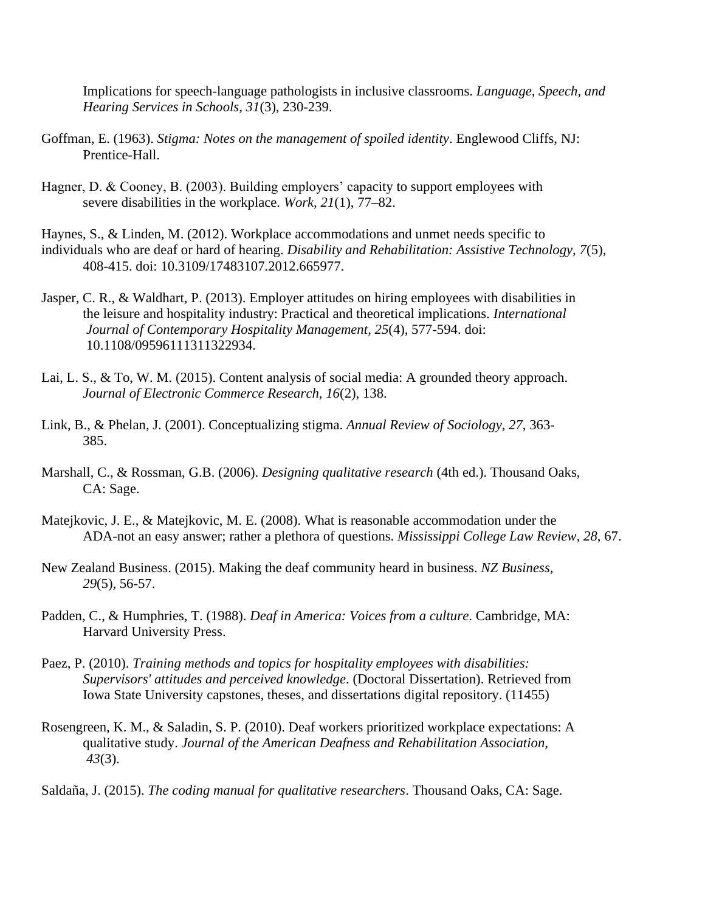Implications for speech-language pathologists in inclusive classrooms. *Language, Speech, and Hearing Services in Schools, 31*(3), 230-239.

Goffman, E. (1963). *Stigma: Notes on the management of spoiled identity*. Englewood Cliffs, NJ: Prentice-Hall.

Hagner, D. & Cooney, B. (2003). Building employers' capacity to support employees with severe disabilities in the workplace. *Work, 21*(1), 77–82.

Haynes, S., & Linden, M. (2012). Workplace accommodations and unmet needs specific to individuals who are deaf or hard of hearing. *Disability and Rehabilitation: Assistive Technology, 7*(5), 408-415. doi: 10.3109/17483107.2012.665977.

Jasper, C. R., & Waldhart, P. (2013). Employer attitudes on hiring employees with disabilities in the leisure and hospitality industry: Practical and theoretical implications. *International Journal of Contemporary Hospitality Management, 25*(4), 577-594. doi: 10.1108/09596111311322934.

Lai, L. S., & To, W. M. (2015). Content analysis of social media: A grounded theory approach. *Journal of Electronic Commerce Research, 16*(2), 138.

Link, B., & Phelan, J. (2001). Conceptualizing stigma. *Annual Review of Sociology*, *27*, 363-385.

Marshall, C., & Rossman, G.B. (2006). *Designing qualitative research* (4th ed.). Thousand Oaks, CA: Sage.

Matejkovic, J. E., & Matejkovic, M. E. (2008). What is reasonable accommodation under the ADA-not an easy answer; rather a plethora of questions. *Mississippi College Law Review*, *28*, 67.

New Zealand Business. (2015). Making the deaf community heard in business. *NZ Business, 29*(5), 56-57.

Padden, C., & Humphries, T. (1988). *Deaf in America: Voices from a culture*. Cambridge, MA: Harvard University Press.

Paez, P. (2010). *Training methods and topics for hospitality employees with disabilities: Supervisors' attitudes and perceived knowledge*. (Doctoral Dissertation). Retrieved from Iowa State University capstones, theses, and dissertations digital repository. (11455)

Rosengreen, K. M., & Saladin, S. P. (2010). Deaf workers prioritized workplace expectations: A qualitative study. *Journal of the American Deafness and Rehabilitation Association, 43*(3).

Saldaña, J. (2015). *The coding manual for qualitative researchers*. Thousand Oaks, CA: Sage.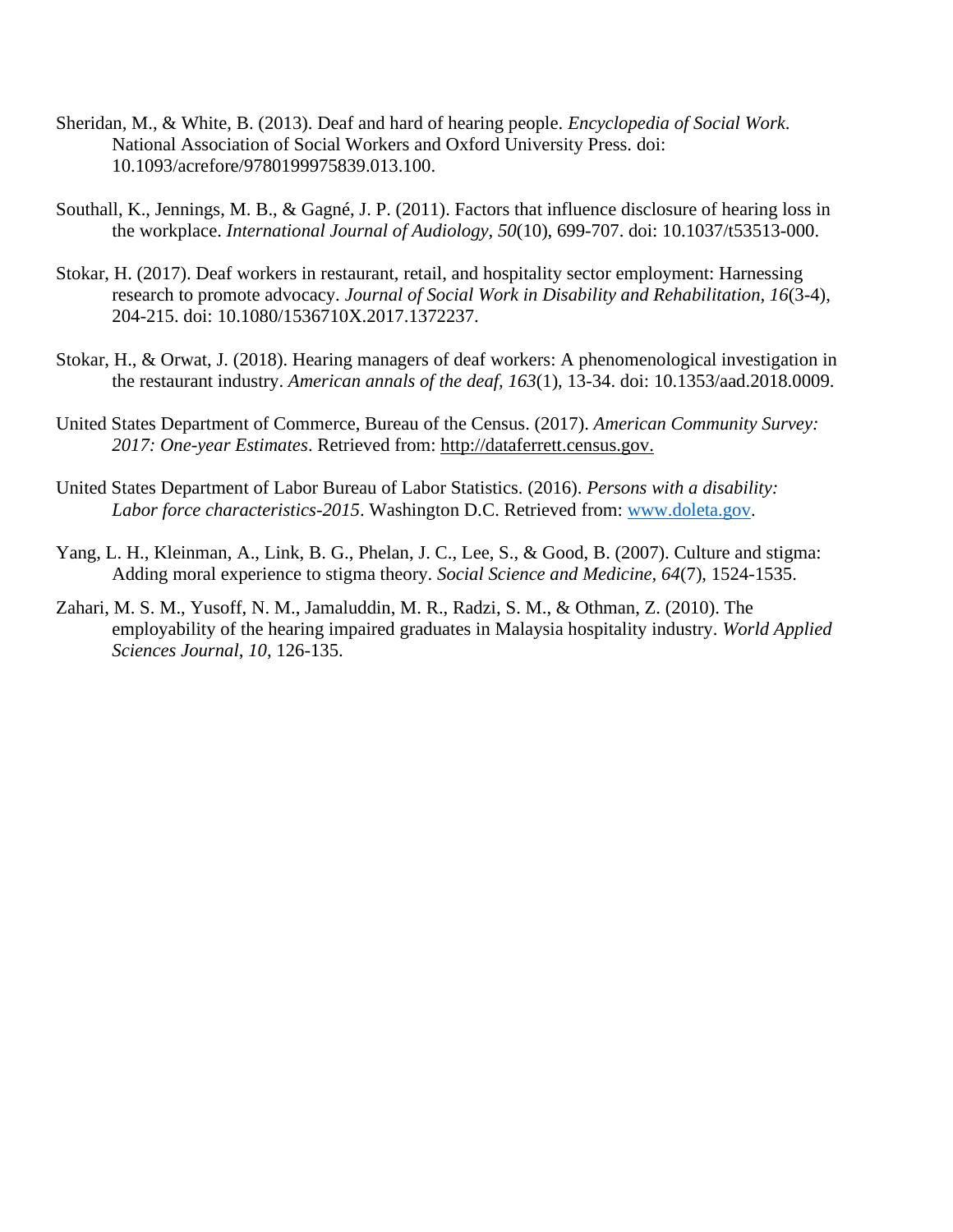Sheridan, M., & White, B. (2013). Deaf and hard of hearing people. *Encyclopedia of Social Work*. National Association of Social Workers and Oxford University Press. doi: 10.1093/acrefore/9780199975839.013.100.

Southall, K., Jennings, M. B., & Gagné, J. P. (2011). Factors that influence disclosure of hearing loss in the workplace. *International Journal of Audiology, 50*(10), 699-707. doi: 10.1037/t53513-000.

Stokar, H. (2017). Deaf workers in restaurant, retail, and hospitality sector employment: Harnessing research to promote advocacy. *Journal of Social Work in Disability and Rehabilitation, 16*(3-4), 204-215. doi: 10.1080/1536710X.2017.1372237.

Stokar, H., & Orwat, J. (2018). Hearing managers of deaf workers: A phenomenological investigation in the restaurant industry. *American annals of the deaf, 163*(1), 13-34. doi: 10.1353/aad.2018.0009.

United States Department of Commerce, Bureau of the Census. (2017). *American Community Survey: 2017: One-year Estimates*. Retrieved from: http://dataferrett.census.gov.

United States Department of Labor Bureau of Labor Statistics. (2016). *Persons with a disability: Labor force characteristics-2015*. Washington D.C. Retrieved from: www.doleta.gov.

Yang, L. H., Kleinman, A., Link, B. G., Phelan, J. C., Lee, S., & Good, B. (2007). Culture and stigma: Adding moral experience to stigma theory. *Social Science and Medicine, 64*(7), 1524-1535.

Zahari, M. S. M., Yusoff, N. M., Jamaluddin, M. R., Radzi, S. M., & Othman, Z. (2010). The employability of the hearing impaired graduates in Malaysia hospitality industry. *World Applied Sciences Journal*, *10*, 126-135.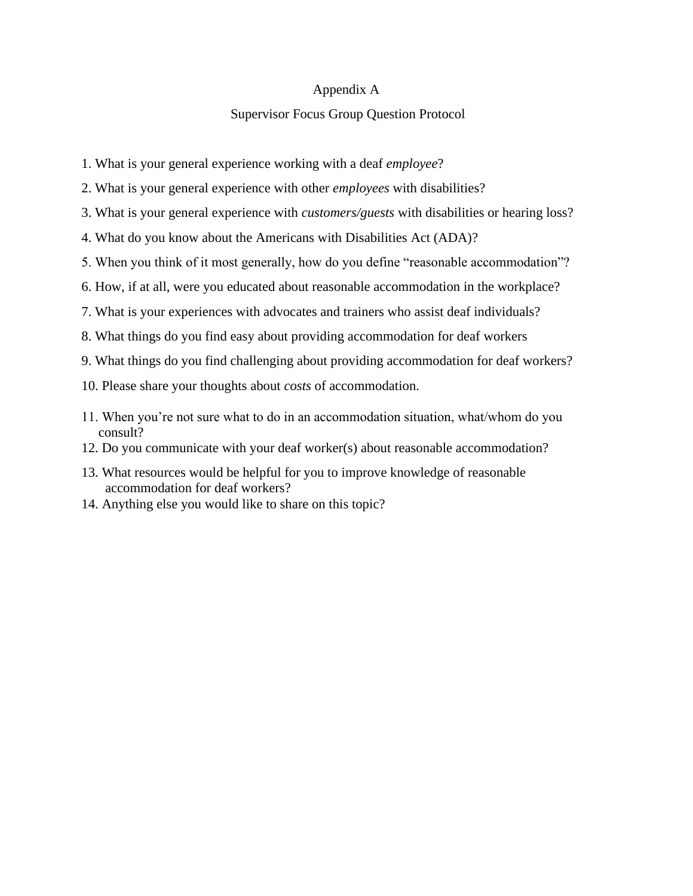# Appendix A

## Supervisor Focus Group Question Protocol

1. What is your general experience working with a deaf *employee*?
2. What is your general experience with other *employees* with disabilities?
3. What is your general experience with *customers/guests* with disabilities or hearing loss?
4. What do you know about the Americans with Disabilities Act (ADA)?
5. When you think of it most generally, how do you define “reasonable accommodation”?
6. How, if at all, were you educated about reasonable accommodation in the workplace?
7. What is your experiences with advocates and trainers who assist deaf individuals?
8. What things do you find easy about providing accommodation for deaf workers
9. What things do you find challenging about providing accommodation for deaf workers?
10. Please share your thoughts about *costs* of accommodation.
11. When you’re not sure what to do in an accommodation situation, what/whom do you consult?
12. Do you communicate with your deaf worker(s) about reasonable accommodation?
13. What resources would be helpful for you to improve knowledge of reasonable accommodation for deaf workers?
14. Anything else you would like to share on this topic?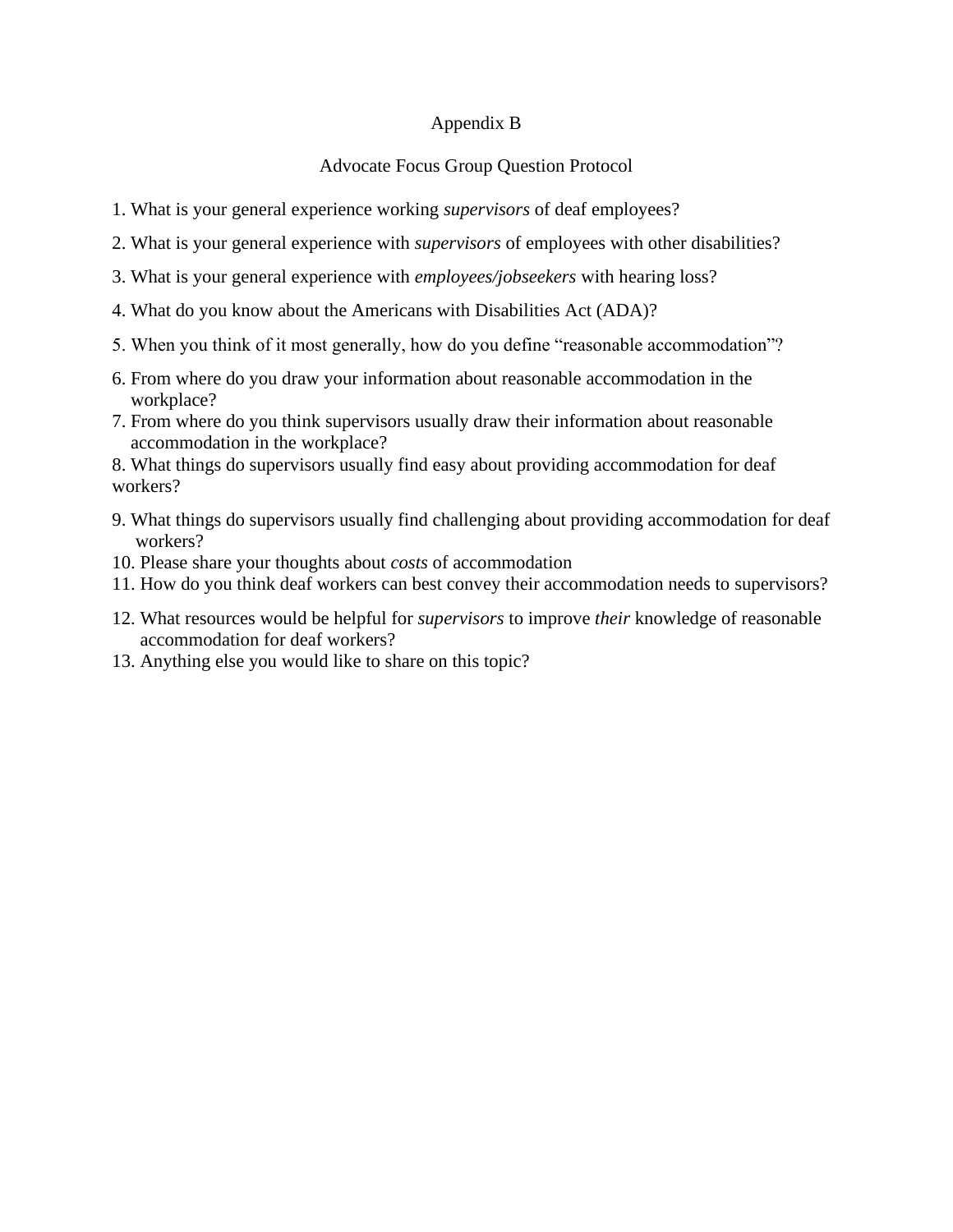# Appendix B

## Advocate Focus Group Question Protocol

1. What is your general experience working *supervisors* of deaf employees?
2. What is your general experience with *supervisors* of employees with other disabilities?
3. What is your general experience with *employees/jobseekers* with hearing loss?
4. What do you know about the Americans with Disabilities Act (ADA)?
5. When you think of it most generally, how do you define "reasonable accommodation"?
6. From where do you draw your information about reasonable accommodation in the workplace?
7. From where do you think supervisors usually draw their information about reasonable accommodation in the workplace?
8. What things do supervisors usually find easy about providing accommodation for deaf workers?
9. What things do supervisors usually find challenging about providing accommodation for deaf workers?
10. Please share your thoughts about *costs* of accommodation
11. How do you think deaf workers can best convey their accommodation needs to supervisors?
12. What resources would be helpful for *supervisors* to improve *their* knowledge of reasonable accommodation for deaf workers?
13. Anything else you would like to share on this topic?